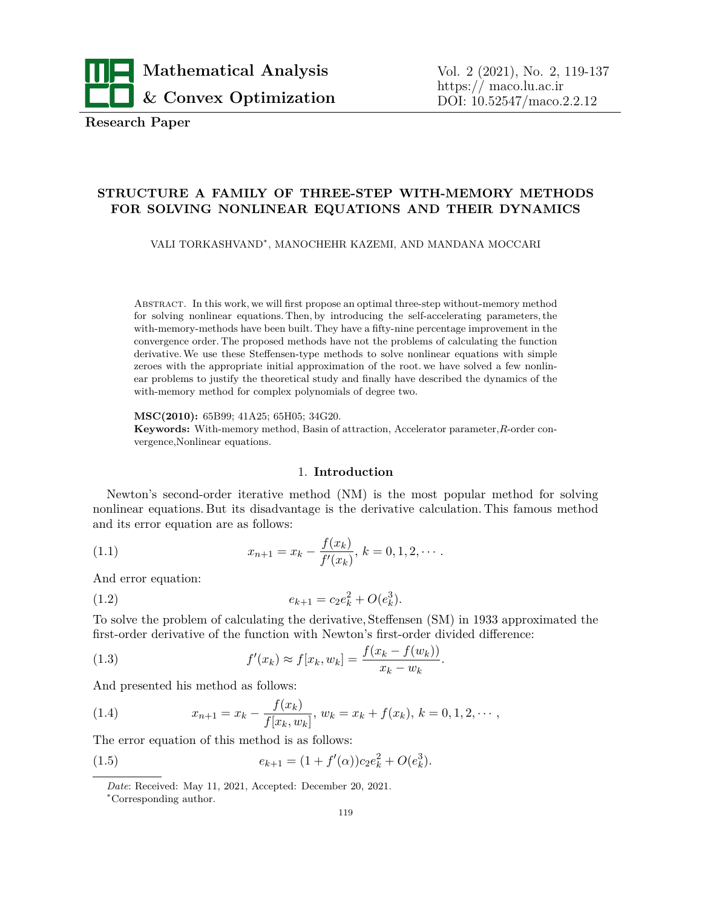**Research Paper**

# STRUCTURE A FAMILY OF THREE-STEP WITH-MEMORY METHODS FOR SOLVING NONLINEAR EQUATIONS AND THEIR DYNAMICS

VALI TORKASHVAND*, MANOCHEHR KAZEMI, AND MANDANA MOCCARI

Abstract. In this work, we will first propose an optimal three-step without-memory method for solving nonlinear equations. Then, by introducing the self-accelerating parameters, the with-memory-methods have been built. They have a fifty-nine percentage improvement in the convergence order. The proposed methods have not the problems of calculating the function derivative. We use these Steffensen-type methods to solve nonlinear equations with simple zeroes with the appropriate initial approximation of the root. we have solved a few nonlinear problems to justify the theoretical study and finally have described the dynamics of the with-memory method for complex polynomials of degree two.

**MSC(2010):** 65B99; 41A25; 65H05; 34G20.

**Keywords:** With-memory method, Basin of attraction, Accelerator parameter, $R$-order convergence, Nonlinear equations.

## 1. Introduction

Newton's second-order iterative method (NM) is the most popular method for solving nonlinear equations. But its disadvantage is the derivative calculation. This famous method and its error equation are as follows:

$$x_{n+1} = x_k - \frac{f(x_k)}{f'(x_k)},\ k = 0, 1, 2, \cdots. \tag{1.1}$$

And error equation:

$$e_{k+1} = c_2 e_k^2 + O(e_k^3). \tag{1.2}$$

To solve the problem of calculating the derivative, Steffensen (SM) in 1933 approximated the first-order derivative of the function with Newton's first-order divided difference:

$$f'(x_k) \approx f[x_k, w_k] = \frac{f(x_k - f(w_k))}{x_k - w_k}. \tag{1.3}$$

And presented his method as follows:

$$x_{n+1} = x_k - \frac{f(x_k)}{f[x_k, w_k]},\ w_k = x_k + f(x_k),\ k = 0, 1, 2, \cdots, \tag{1.4}$$

The error equation of this method is as follows:

$$e_{k+1} = (1 + f'(\alpha))c_2 e_k^2 + O(e_k^3). \tag{1.5}$$

*Date*: Received: May 11, 2021, Accepted: December 20, 2021.

*Corresponding author.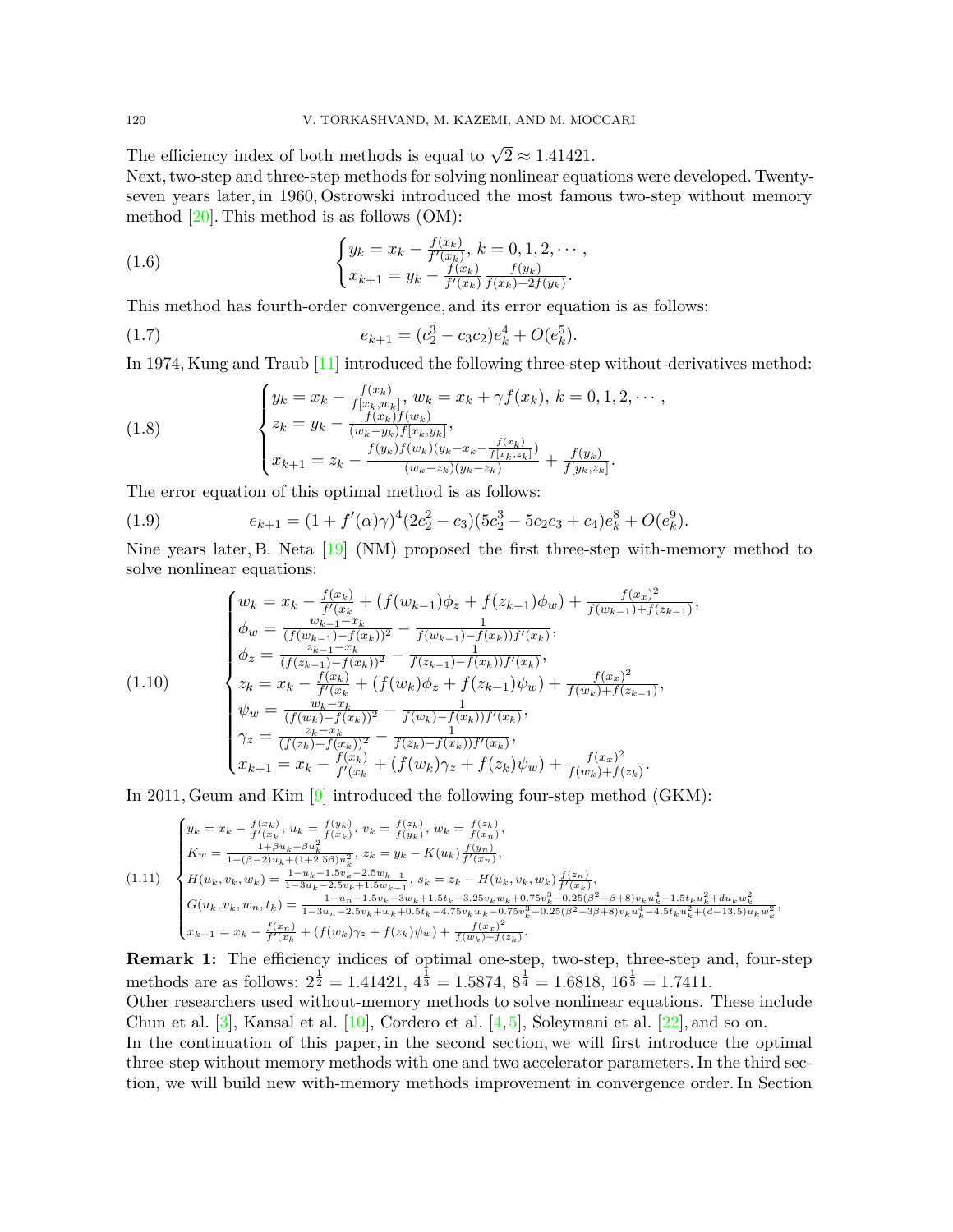The efficiency index of both methods is equal to $\sqrt{2} \approx 1.41421$.
Next, two-step and three-step methods for solving nonlinear equations were developed. Twenty-seven years later, in 1960, Ostrowski introduced the most famous two-step without memory method [20]. This method is as follows (OM):

$$
\begin{cases} y_k = x_k - \frac{f(x_k)}{f'(x_k)}, \; k = 0, 1, 2, \cdots, \\ x_{k+1} = y_k - \frac{f(x_k)}{f'(x_k)} \frac{f(y_k)}{f(x_k) - 2f(y_k)}. \end{cases} \tag{1.6}
$$

This method has fourth-order convergence, and its error equation is as follows:

$$
e_{k+1} = (c_2^3 - c_3 c_2) e_k^4 + O(e_k^5). \tag{1.7}
$$

In 1974, Kung and Traub [11] introduced the following three-step without-derivatives method:

$$
\begin{cases} y_k = x_k - \frac{f(x_k)}{f[x_k, w_k]}, \; w_k = x_k + \gamma f(x_k), \; k = 0, 1, 2, \cdots, \\ z_k = y_k - \frac{f(x_k) f(w_k)}{(w_k - y_k) f[x_k, y_k]}, \\ x_{k+1} = z_k - \frac{f(y_k) f(w_k)(y_k - x_k - \frac{f(x_k)}{f[x_k, z_k]})}{(w_k - z_k)(y_k - z_k)} + \frac{f(y_k)}{f[y_k, z_k]}. \end{cases} \tag{1.8}
$$

The error equation of this optimal method is as follows:

$$
e_{k+1} = (1 + f'(\alpha)\gamma)^4 (2c_2^2 - c_3)(5c_2^3 - 5c_2 c_3 + c_4) e_k^8 + O(e_k^9). \tag{1.9}
$$

Nine years later, B. Neta [19] (NM) proposed the first three-step with-memory method to solve nonlinear equations:

$$
\begin{cases} w_k = x_k - \frac{f(x_k)}{f'(x_k} + (f(w_{k-1})\phi_z + f(z_{k-1})\phi_w) + \frac{f(x_x)^2}{f(w_{k-1}) + f(z_{k-1})}, \\ \phi_w = \frac{w_{k-1} - x_k}{(f(w_{k-1}) - f(x_k))^2} - \frac{1}{f(w_{k-1}) - f(x_k)) f'(x_k)}, \\ \phi_z = \frac{z_{k-1} - x_k}{(f(z_{k-1}) - f(x_k))^2} - \frac{1}{f(z_{k-1}) - f(x_k)) f'(x_k)}, \\ z_k = x_k - \frac{f(x_k)}{f'(x_k} + (f(w_k)\phi_z + f(z_{k-1})\psi_w) + \frac{f(x_x)^2}{f(w_k) + f(z_{k-1})}, \\ \psi_w = \frac{w_k - x_k}{(f(w_k) - f(x_k))^2} - \frac{1}{f(w_k) - f(x_k)) f'(x_k)}, \\ \gamma_z = \frac{z_k - x_k}{(f(z_k) - f(x_k))^2} - \frac{1}{f(z_k) - f(x_k)) f'(x_k)}, \\ x_{k+1} = x_k - \frac{f(x_k)}{f'(x_k} + (f(w_k)\gamma_z + f(z_k)\psi_w) + \frac{f(x_x)^2}{f(w_k) + f(z_k)}. \end{cases} \tag{1.10}
$$

In 2011, Geum and Kim [9] introduced the following four-step method (GKM):

$$
\begin{cases} y_k = x_k - \frac{f(x_k)}{f'(x_k)}, \; u_k = \frac{f(y_k)}{f(x_k)}, \; v_k = \frac{f(z_k)}{f(y_k)}, \; w_k = \frac{f(z_k)}{f(x_n)}, \\ K_w = \frac{1 + \beta u_k + \beta u_k^2}{1 + (\beta - 2) u_k + (1 + 2.5\beta) u_k^2}, \; z_k = y_k - K(u_k) \frac{f(y_n)}{f'(x_n)}, \\ H(u_k, v_k, w_k) = \frac{1 - u_k - 1.5 v_k - 2.5 w_{k-1}}{1 - 3u_k - 2.5 v_k + 1.5 w_{k-1}}, \; s_k = z_k - H(u_k, v_k, w_k) \frac{f(z_n)}{f'(x_k)}, \\ G(u_k, v_k, w_n, t_k) = \frac{1 - u_n - 1.5 v_k - 3 w_k + 1.5 t_k - 3.25 v_k w_k + 0.75 v_k^3 - 0.25(\beta^2 - \beta + 8) v_k u_k^4 - 1.5 t_k u_k^2 + d u_k w_k^2}{1 - 3u_n - 2.5 v_k + w_k + 0.5 t_k - 4.75 v_k w_k - 0.75 v_k^3 - 0.25(\beta^2 - 3\beta + 8) v_k u_k^4 - 4.5 t_k u_k^2 + (d - 13.5) u_k w_k^2}, \\ x_{k+1} = x_k - \frac{f(x_n)}{f'(x_k} + (f(w_k)\gamma_z + f(z_k)\psi_w) + \frac{f(x_x)^2}{f(w_k) + f(z_k)}. \end{cases} \tag{1.11}
$$

**Remark 1:** The efficiency indices of optimal one-step, two-step, three-step and, four-step methods are as follows: $2^{\frac{1}{2}} = 1.41421$, $4^{\frac{1}{3}} = 1.5874$, $8^{\frac{1}{4}} = 1.6818$, $16^{\frac{1}{5}} = 1.7411$.
Other researchers used without-memory methods to solve nonlinear equations. These include Chun et al. [3], Kansal et al. [10], Cordero et al. [4,5], Soleymani et al. [22], and so on.
In the continuation of this paper, in the second section, we will first introduce the optimal three-step without memory methods with one and two accelerator parameters. In the third section, we will build new with-memory methods improvement in convergence order. In Section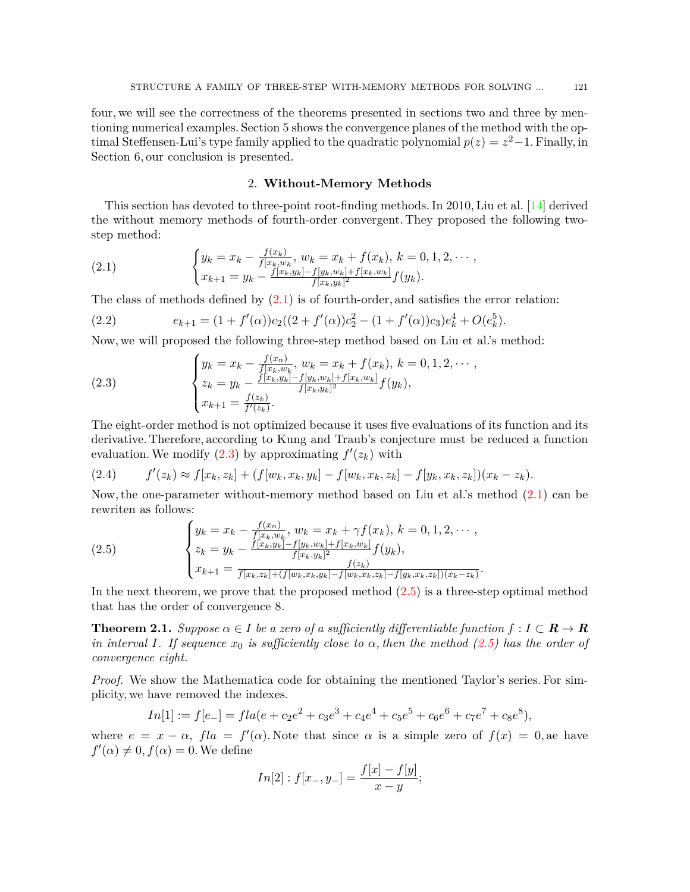four, we will see the correctness of the theorems presented in sections two and three by mentioning numerical examples. Section 5 shows the convergence planes of the method with the optimal Steffensen-Lui's type family applied to the quadratic polynomial $p(z) = z^2 - 1$. Finally, in Section 6, our conclusion is presented.

## 2. **Without-Memory Methods**

This section has devoted to three-point root-finding methods. In 2010, Liu et al. [14] derived the without memory methods of fourth-order convergent. They proposed the following two-step method:

$$
\begin{cases} y_k = x_k - \frac{f(x_k)}{f[x_k, w_k]},\ w_k = x_k + f(x_k),\ k = 0, 1, 2, \cdots, \\ x_{k+1} = y_k - \frac{f[x_k, y_k] - f[y_k, w_k] + f[x_k, w_k]}{f[x_k, y_k]^2} f(y_k). \end{cases} \tag{2.1}
$$

The class of methods defined by (2.1) is of fourth-order, and satisfies the error relation:

$$
e_{k+1} = (1 + f'(\alpha))c_2((2 + f'(\alpha))c_2^2 - (1 + f'(\alpha))c_3)e_k^4 + O(e_k^5). \tag{2.2}
$$

Now, we will proposed the following three-step method based on Liu et al.'s method:

$$
\begin{cases} y_k = x_k - \frac{f(x_n)}{f[x_k, w_k]},\ w_k = x_k + f(x_k),\ k = 0, 1, 2, \cdots, \\ z_k = y_k - \frac{f[x_k, y_k] - f[y_k, w_k] + f[x_k, w_k]}{f[x_k, y_k]^2} f(y_k), \\ x_{k+1} = \frac{f(z_k)}{f'(z_k)}. \end{cases} \tag{2.3}
$$

The eight-order method is not optimized because it uses five evaluations of its function and its derivative. Therefore, according to Kung and Traub's conjecture must be reduced a function evaluation. We modify (2.3) by approximating $f'(z_k)$ with

$$
f'(z_k) \approx f[x_k, z_k] + (f[w_k, x_k, y_k] - f[w_k, x_k, z_k] - f[y_k, x_k, z_k])(x_k - z_k). \tag{2.4}
$$

Now, the one-parameter without-memory method based on Liu et al.'s method (2.1) can be rewriten as follows:

$$
\begin{cases} y_k = x_k - \frac{f(x_n)}{f[x_k, w_k]},\ w_k = x_k + \gamma f(x_k),\ k = 0, 1, 2, \cdots, \\ z_k = y_k - \frac{f[x_k, y_k] - f[y_k, w_k] + f[x_k, w_k]}{f[x_k, y_k]^2} f(y_k), \\ x_{k+1} = \frac{f(z_k)}{f[x_k, z_k] + (f[w_k, x_k, y_k] - f[w_k, x_k, z_k] - f[y_k, x_k, z_k])(x_k - z_k)}. \end{cases} \tag{2.5}
$$

In the next theorem, we prove that the proposed method (2.5) is a three-step optimal method that has the order of convergence 8.

**Theorem 2.1.** *Suppose $\alpha \in I$ be a zero of a sufficiently differentiable function $f : I \subset \boldsymbol{R} \to \boldsymbol{R}$ in interval $I$. If sequence $x_0$ is sufficiently close to $\alpha$, then the method (2.5) has the order of convergence eight.*

*Proof.* We show the Mathematica code for obtaining the mentioned Taylor's series. For simplicity, we have removed the indexes.

$$
In[1] := f[e\_] = fla(e + c_2e^2 + c_3e^3 + c_4e^4 + c_5e^5 + c_6e^6 + c_7e^7 + c_8e^8),
$$

where $e = x - \alpha$, $fla = f'(\alpha)$. Note that since $\alpha$ is a simple zero of $f(x) = 0$, ae have $f'(\alpha) \neq 0, f(\alpha) = 0$. We define

$$
In[2] : f[x\_, y\_] = \frac{f[x] - f[y]}{x - y};
$$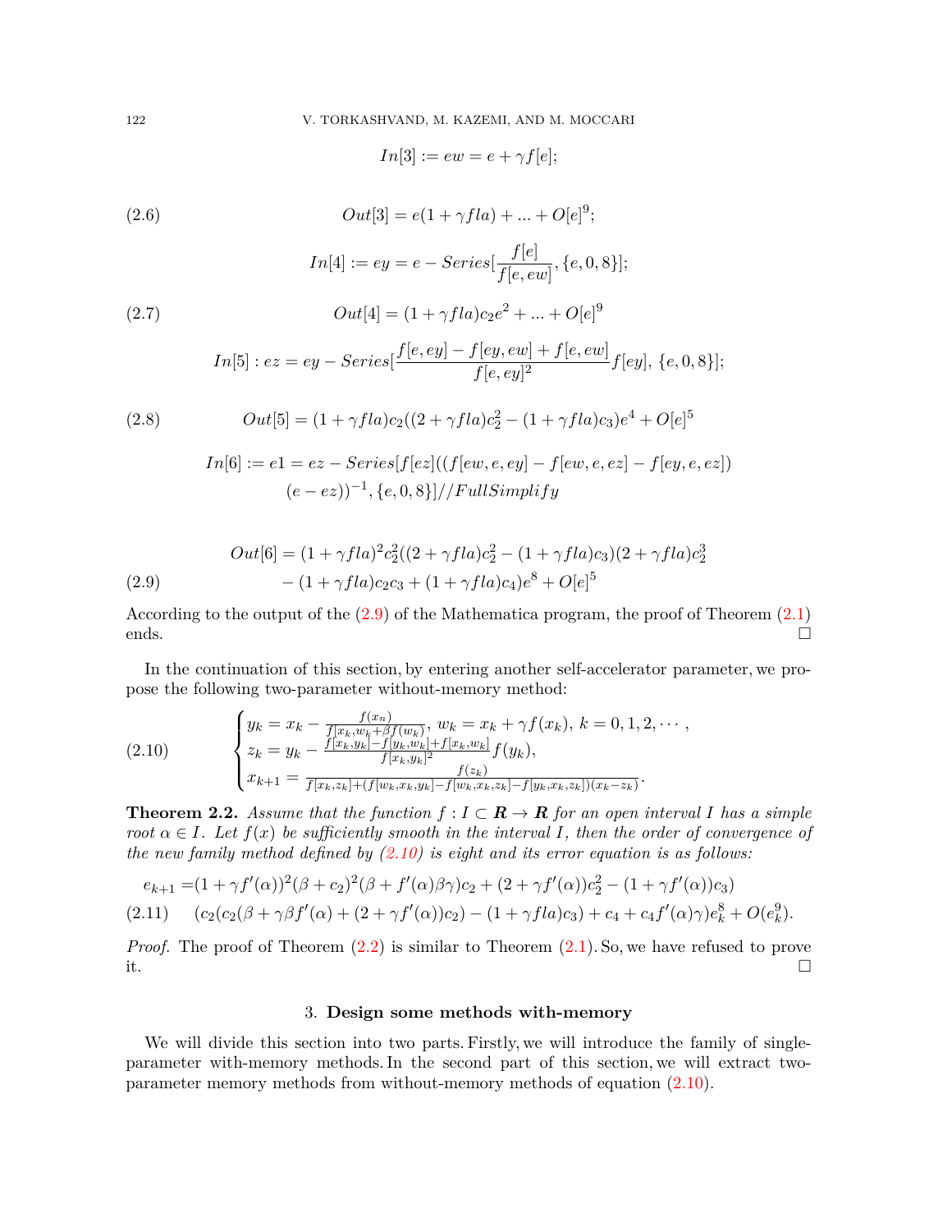$$In[3] := ew = e + \gamma f[e];$$

$$Out[3] = e(1 + \gamma fla) + ... + O[e]^9; \tag{2.6}$$

$$In[4] := ey = e - Series[\frac{f[e]}{f[e, ew]}, \{e, 0, 8\}];$$

$$Out[4] = (1 + \gamma fla)c_2 e^2 + ... + O[e]^9 \tag{2.7}$$

$$In[5] : ez = ey - Series[\frac{f[e, ey] - f[ey, ew] + f[e, ew]}{f[e, ey]^2} f[ey],\ \{e, 0, 8\}];$$

$$Out[5] = (1 + \gamma fla)c_2((2 + \gamma fla)c_2^2 - (1 + \gamma fla)c_3)e^4 + O[e]^5 \tag{2.8}$$

$$In[6] := e1 = ez - Series[f[ez]((f[ew, e, ey] - f[ew, e, ez] - f[ey, e, ez]) \\ (e - ez))^{-1}, \{e, 0, 8\}]//FullSimplify$$

$$\begin{aligned} Out[6] = &(1 + \gamma fla)^2 c_2^2((2 + \gamma fla)c_2^2 - (1 + \gamma fla)c_3)(2 + \gamma fla)c_2^3 \\ &- (1 + \gamma fla)c_2 c_3 + (1 + \gamma fla)c_4)e^8 + O[e]^5 \end{aligned} \tag{2.9}$$

According to the output of the (2.9) of the Mathematica program, the proof of Theorem (2.1) ends. $\square$

In the continuation of this section, by entering another self-accelerator parameter, we propose the following two-parameter without-memory method:

$$\begin{cases} y_k = x_k - \frac{f(x_n)}{f[x_k, w_k + \beta f(w_k)]},\ w_k = x_k + \gamma f(x_k),\ k = 0, 1, 2, \cdots, \\ z_k = y_k - \frac{f[x_k, y_k] - f[y_k, w_k] + f[x_k, w_k]}{f[x_k, y_k]^2} f(y_k), \\ x_{k+1} = \frac{f(z_k)}{f[x_k, z_k] + (f[w_k, x_k, y_k] - f[w_k, x_k, z_k] - f[y_k, x_k, z_k])(x_k - z_k)}. \end{cases} \tag{2.10}$$

**Theorem 2.2.** *Assume that the function $f : I \subset \boldsymbol{R} \to \boldsymbol{R}$ for an open interval $I$ has a simple root $\alpha \in I$. Let $f(x)$ be sufficiently smooth in the interval $I$, then the order of convergence of the new family method defined by (2.10) is eight and its error equation is as follows:*

$$\begin{aligned} e_{k+1} = &(1 + \gamma f'(\alpha))^2(\beta + c_2)^2(\beta + f'(\alpha)\beta\gamma)c_2 + (2 + \gamma f'(\alpha))c_2^2 - (1 + \gamma f'(\alpha))c_3) \\ &(c_2(c_2(\beta + \gamma\beta f'(\alpha) + (2 + \gamma f'(\alpha))c_2) - (1 + \gamma fla)c_3) + c_4 + c_4 f'(\alpha)\gamma)e_k^8 + O(e_k^9). \end{aligned} \tag{2.11}$$

*Proof.* The proof of Theorem (2.2) is similar to Theorem (2.1). So, we have refused to prove it. $\square$

## 3. Design some methods with-memory

We will divide this section into two parts. Firstly, we will introduce the family of single-parameter with-memory methods. In the second part of this section, we will extract two-parameter memory methods from without-memory methods of equation (2.10).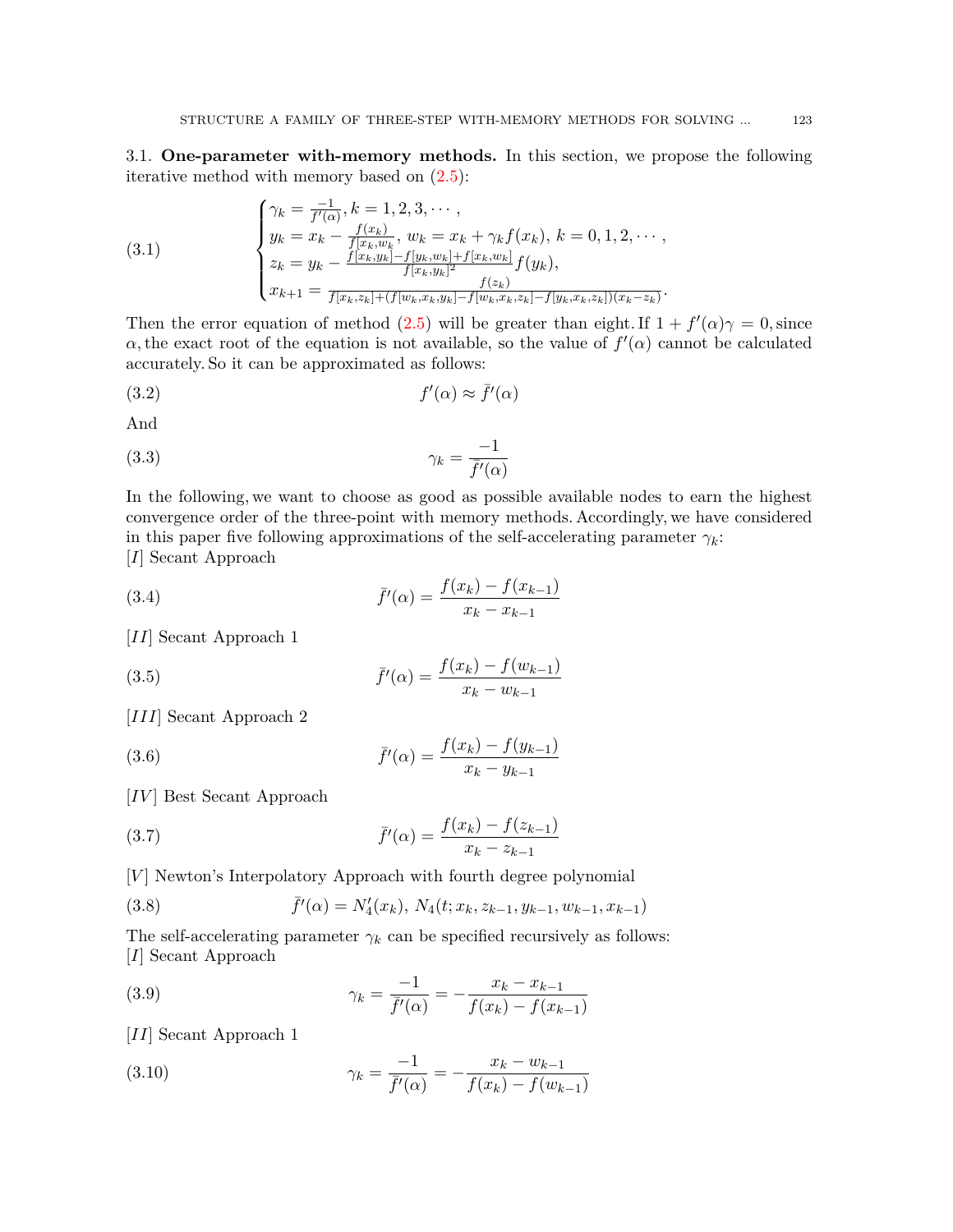3.1. **One-parameter with-memory methods.** In this section, we propose the following iterative method with memory based on (2.5):

$$
\begin{cases}
\gamma_k = \frac{-1}{f'(\alpha)}, k = 1, 2, 3, \cdots, \\
y_k = x_k - \frac{f(x_k)}{f[x_k, w_k]},\ w_k = x_k + \gamma_k f(x_k),\ k = 0, 1, 2, \cdots, \\
z_k = y_k - \frac{f[x_k, y_k] - f[y_k, w_k] + f[x_k, w_k]}{f[x_k, y_k]^2} f(y_k), \\
x_{k+1} = \frac{f(z_k)}{f[x_k, z_k] + (f[w_k, x_k, y_k] - f[w_k, x_k, z_k] - f[y_k, x_k, z_k])(x_k - z_k)}.
\end{cases}
\tag{3.1}
$$

Then the error equation of method (2.5) will be greater than eight. If $1 + f'(\alpha)\gamma = 0$, since $\alpha$, the exact root of the equation is not available, so the value of $f'(\alpha)$ cannot be calculated accurately. So it can be approximated as follows:

$$f'(\alpha) \approx \bar{f}'(\alpha) \tag{3.2}$$

And

$$\gamma_k = \frac{-1}{\bar{f}'(\alpha)} \tag{3.3}$$

In the following, we want to choose as good as possible available nodes to earn the highest convergence order of the three-point with memory methods. Accordingly, we have considered in this paper five following approximations of the self-accelerating parameter $\gamma_k$:

[$I$] Secant Approach

$$\bar{f}'(\alpha) = \frac{f(x_k) - f(x_{k-1})}{x_k - x_{k-1}} \tag{3.4}$$

[$II$] Secant Approach 1

$$\bar{f}'(\alpha) = \frac{f(x_k) - f(w_{k-1})}{x_k - w_{k-1}} \tag{3.5}$$

[$III$] Secant Approach 2

$$\bar{f}'(\alpha) = \frac{f(x_k) - f(y_{k-1})}{x_k - y_{k-1}} \tag{3.6}$$

[$IV$] Best Secant Approach

$$\bar{f}'(\alpha) = \frac{f(x_k) - f(z_{k-1})}{x_k - z_{k-1}} \tag{3.7}$$

[$V$] Newton's Interpolatory Approach with fourth degree polynomial

$$\bar{f}'(\alpha) = N_4'(x_k),\ N_4(t; x_k, z_{k-1}, y_{k-1}, w_{k-1}, x_{k-1}) \tag{3.8}$$

The self-accelerating parameter $\gamma_k$ can be specified recursively as follows:

[$I$] Secant Approach

$$\gamma_k = \frac{-1}{\bar{f}'(\alpha)} = -\frac{x_k - x_{k-1}}{f(x_k) - f(x_{k-1})} \tag{3.9}$$

[$II$] Secant Approach 1

$$\gamma_k = \frac{-1}{\bar{f}'(\alpha)} = -\frac{x_k - w_{k-1}}{f(x_k) - f(w_{k-1})} \tag{3.10}$$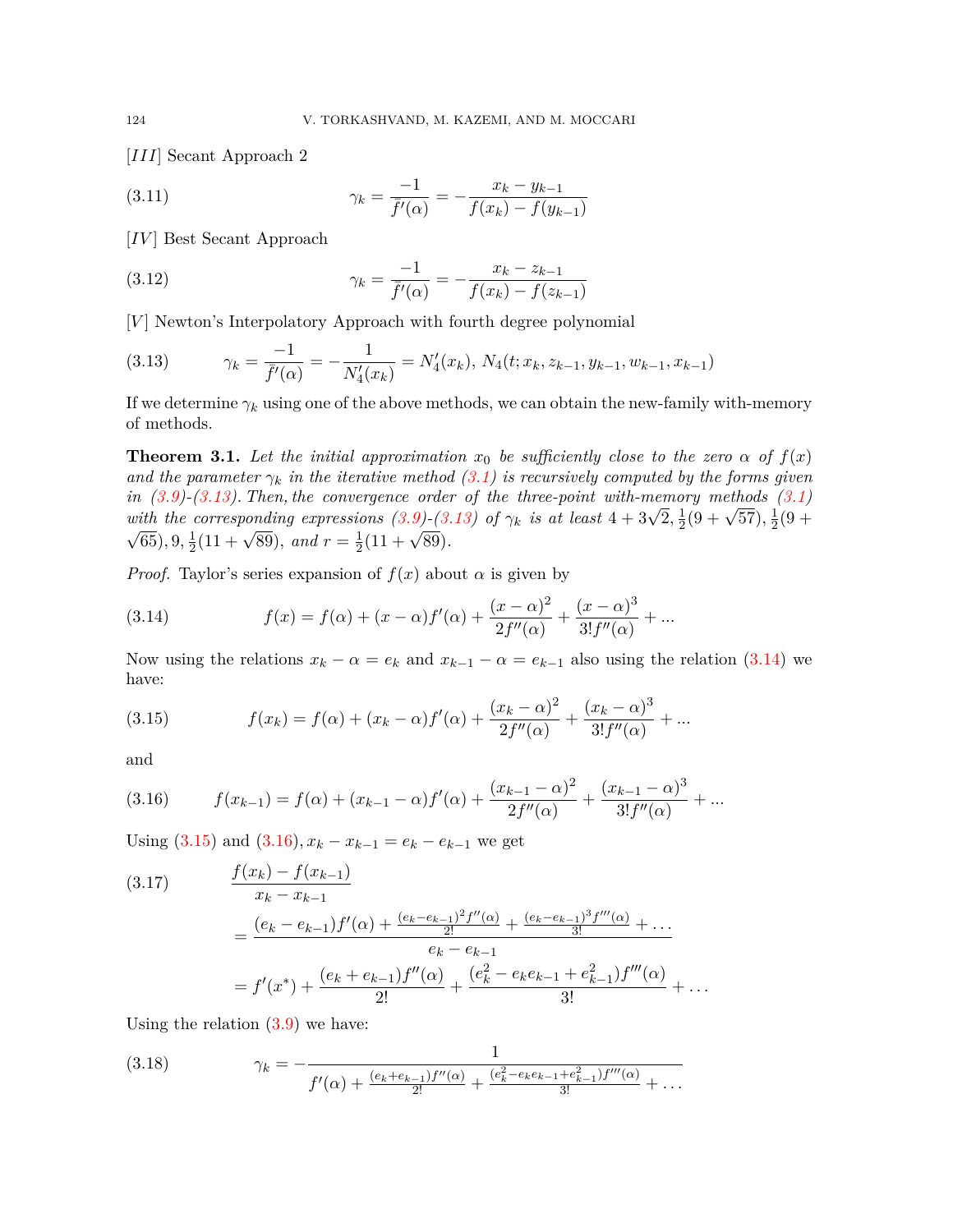[$III$] Secant Approach 2

$$\gamma_k = \frac{-1}{\bar{f}'(\alpha)} = -\frac{x_k - y_{k-1}}{f(x_k) - f(y_{k-1})} \tag{3.11}$$

[$IV$] Best Secant Approach

$$\gamma_k = \frac{-1}{\bar{f}'(\alpha)} = -\frac{x_k - z_{k-1}}{f(x_k) - f(z_{k-1})} \tag{3.12}$$

[$V$] Newton's Interpolatory Approach with fourth degree polynomial

$$\gamma_k = \frac{-1}{\bar{f}'(\alpha)} = -\frac{1}{N_4'(x_k)} = N_4'(x_k),\ N_4(t; x_k, z_{k-1}, y_{k-1}, w_{k-1}, x_{k-1}) \tag{3.13}$$

If we determine $\gamma_k$ using one of the above methods, we can obtain the new-family with-memory of methods.

**Theorem 3.1.** *Let the initial approximation $x_0$ be sufficiently close to the zero $\alpha$ of $f(x)$ and the parameter $\gamma_k$ in the iterative method (3.1) is recursively computed by the forms given in (3.9)-(3.13). Then, the convergence order of the three-point with-memory methods (3.1) with the corresponding expressions (3.9)-(3.13) of $\gamma_k$ is at least $4 + 3\sqrt{2}, \frac{1}{2}(9 + \sqrt{57}), \frac{1}{2}(9 + \sqrt{65}), 9, \frac{1}{2}(11 + \sqrt{89})$, and $r = \frac{1}{2}(11 + \sqrt{89})$.*

*Proof.* Taylor's series expansion of $f(x)$ about $\alpha$ is given by

$$f(x) = f(\alpha) + (x - \alpha)f'(\alpha) + \frac{(x - \alpha)^2}{2f''(\alpha)} + \frac{(x - \alpha)^3}{3!f''(\alpha)} + ... \tag{3.14}$$

Now using the relations $x_k - \alpha = e_k$ and $x_{k-1} - \alpha = e_{k-1}$ also using the relation (3.14) we have:

$$f(x_k) = f(\alpha) + (x_k - \alpha)f'(\alpha) + \frac{(x_k - \alpha)^2}{2f''(\alpha)} + \frac{(x_k - \alpha)^3}{3!f''(\alpha)} + ... \tag{3.15}$$

and

$$f(x_{k-1}) = f(\alpha) + (x_{k-1} - \alpha)f'(\alpha) + \frac{(x_{k-1} - \alpha)^2}{2f''(\alpha)} + \frac{(x_{k-1} - \alpha)^3}{3!f''(\alpha)} + ... \tag{3.16}$$

Using (3.15) and (3.16), $x_k - x_{k-1} = e_k - e_{k-1}$ we get

$$\begin{aligned}
&\frac{f(x_k) - f(x_{k-1})}{x_k - x_{k-1}} \\
&= \frac{(e_k - e_{k-1})f'(\alpha) + \frac{(e_k - e_{k-1})^2 f''(\alpha)}{2!} + \frac{(e_k - e_{k-1})^3 f'''(\alpha)}{3!} + \dots}{e_k - e_{k-1}} \\
&= f'(x^*) + \frac{(e_k + e_{k-1})f''(\alpha)}{2!} + \frac{(e_k^2 - e_k e_{k-1} + e_{k-1}^2)f'''(\alpha)}{3!} + \dots
\end{aligned} \tag{3.17}$$

Using the relation (3.9) we have:

$$\gamma_k = -\frac{1}{f'(\alpha) + \frac{(e_k + e_{k-1})f''(\alpha)}{2!} + \frac{(e_k^2 - e_k e_{k-1} + e_{k-1}^2)f'''(\alpha)}{3!} + \dots} \tag{3.18}$$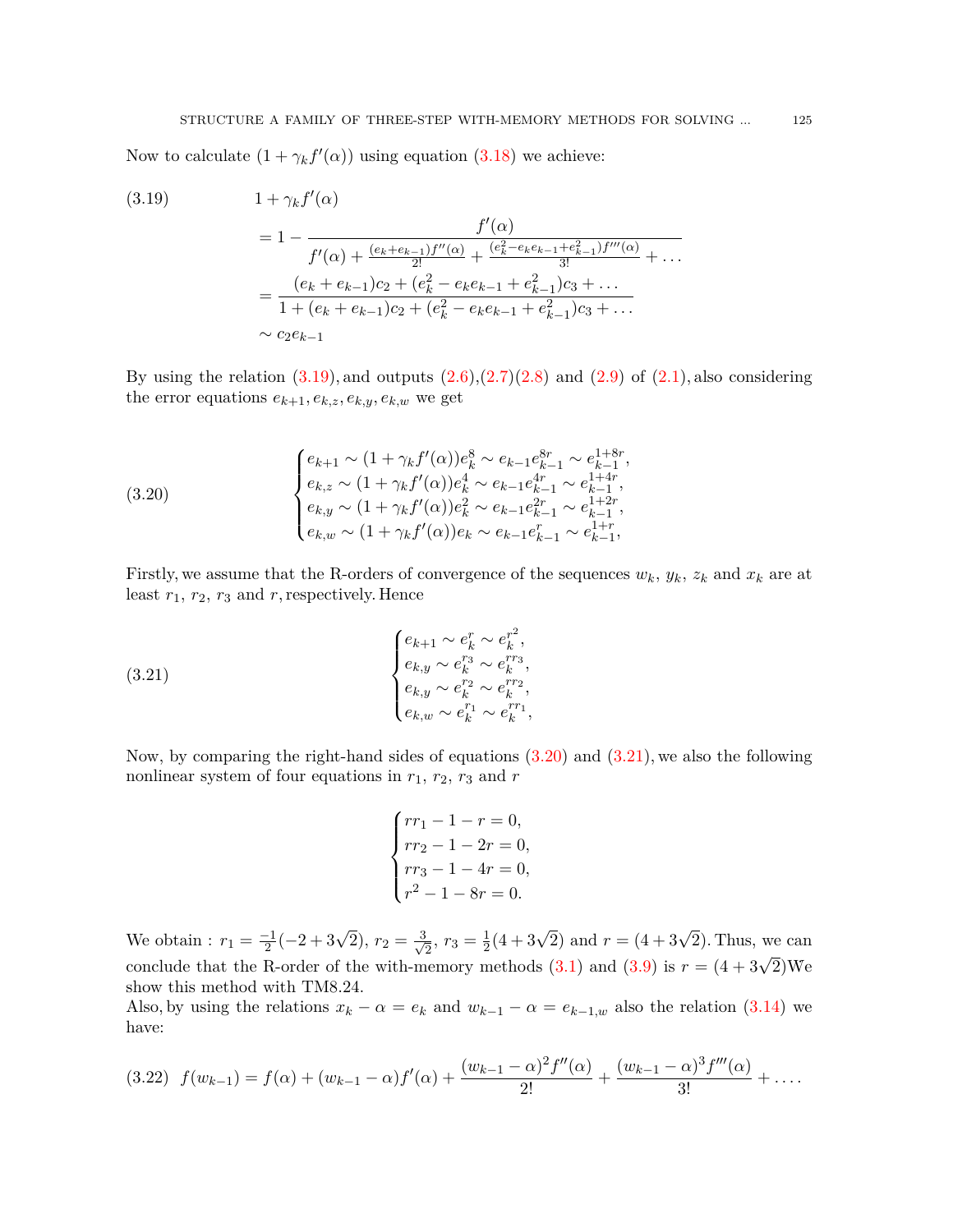Now to calculate $(1+\gamma_k f'(\alpha))$ using equation (3.18) we achieve:

$$
\begin{aligned}
(3.19)\qquad & 1+\gamma_k f'(\alpha) \\
&= 1-\frac{f'(\alpha)}{f'(\alpha)+\frac{(e_k+e_{k-1})f''(\alpha)}{2!}+\frac{(e_k^2-e_ke_{k-1}+e_{k-1}^2)f'''(\alpha)}{3!}+\dots} \\
&= \frac{(e_k+e_{k-1})c_2+(e_k^2-e_ke_{k-1}+e_{k-1}^2)c_3+\dots}{1+(e_k+e_{k-1})c_2+(e_k^2-e_ke_{k-1}+e_{k-1}^2)c_3+\dots} \\
&\sim c_2e_{k-1}
\end{aligned}
$$

By using the relation (3.19), and outputs (2.6),(2.7)(2.8) and (2.9) of (2.1), also considering the error equations $e_{k+1}, e_{k,z}, e_{k,y}, e_{k,w}$ we get

$$
(3.20)\qquad
\begin{cases}
e_{k+1} \sim (1+\gamma_k f'(\alpha))e_k^8 \sim e_{k-1}e_{k-1}^{8r} \sim e_{k-1}^{1+8r}, \\
e_{k,z} \sim (1+\gamma_k f'(\alpha))e_k^4 \sim e_{k-1}e_{k-1}^{4r} \sim e_{k-1}^{1+4r}, \\
e_{k,y} \sim (1+\gamma_k f'(\alpha))e_k^2 \sim e_{k-1}e_{k-1}^{2r} \sim e_{k-1}^{1+2r}, \\
e_{k,w} \sim (1+\gamma_k f'(\alpha))e_k \sim e_{k-1}e_{k-1}^{r} \sim e_{k-1}^{1+r},
\end{cases}
$$

Firstly, we assume that the R-orders of convergence of the sequences $w_k$, $y_k$, $z_k$ and $x_k$ are at least $r_1$, $r_2$, $r_3$ and $r$, respectively. Hence

$$
(3.21)\qquad
\begin{cases}
e_{k+1} \sim e_k^{r} \sim e_k^{r^2}, \\
e_{k,y} \sim e_k^{r_3} \sim e_k^{rr_3}, \\
e_{k,y} \sim e_k^{r_2} \sim e_k^{rr_2}, \\
e_{k,w} \sim e_k^{r_1} \sim e_k^{rr_1},
\end{cases}
$$

Now, by comparing the right-hand sides of equations (3.20) and (3.21), we also the following nonlinear system of four equations in $r_1$, $r_2$, $r_3$ and $r$

$$
\begin{cases}
rr_1-1-r=0, \\
rr_2-1-2r=0, \\
rr_3-1-4r=0, \\
r^2-1-8r=0.
\end{cases}
$$

We obtain : $r_1=\frac{-1}{2}(-2+3\sqrt{2})$, $r_2=\frac{3}{\sqrt{2}}$, $r_3=\frac{1}{2}(4+3\sqrt{2})$ and $r=(4+3\sqrt{2})$. Thus, we can conclude that the R-order of the with-memory methods (3.1) and (3.9) is $r=(4+3\sqrt{2})$We show this method with TM8.24.
Also, by using the relations $x_k-\alpha=e_k$ and $w_{k-1}-\alpha=e_{k-1,w}$ also the relation (3.14) we have:

$$
(3.22)\quad f(w_{k-1}) = f(\alpha)+(w_{k-1}-\alpha)f'(\alpha)+\frac{(w_{k-1}-\alpha)^2f''(\alpha)}{2!}+\frac{(w_{k-1}-\alpha)^3f'''(\alpha)}{3!}+\dots.
$$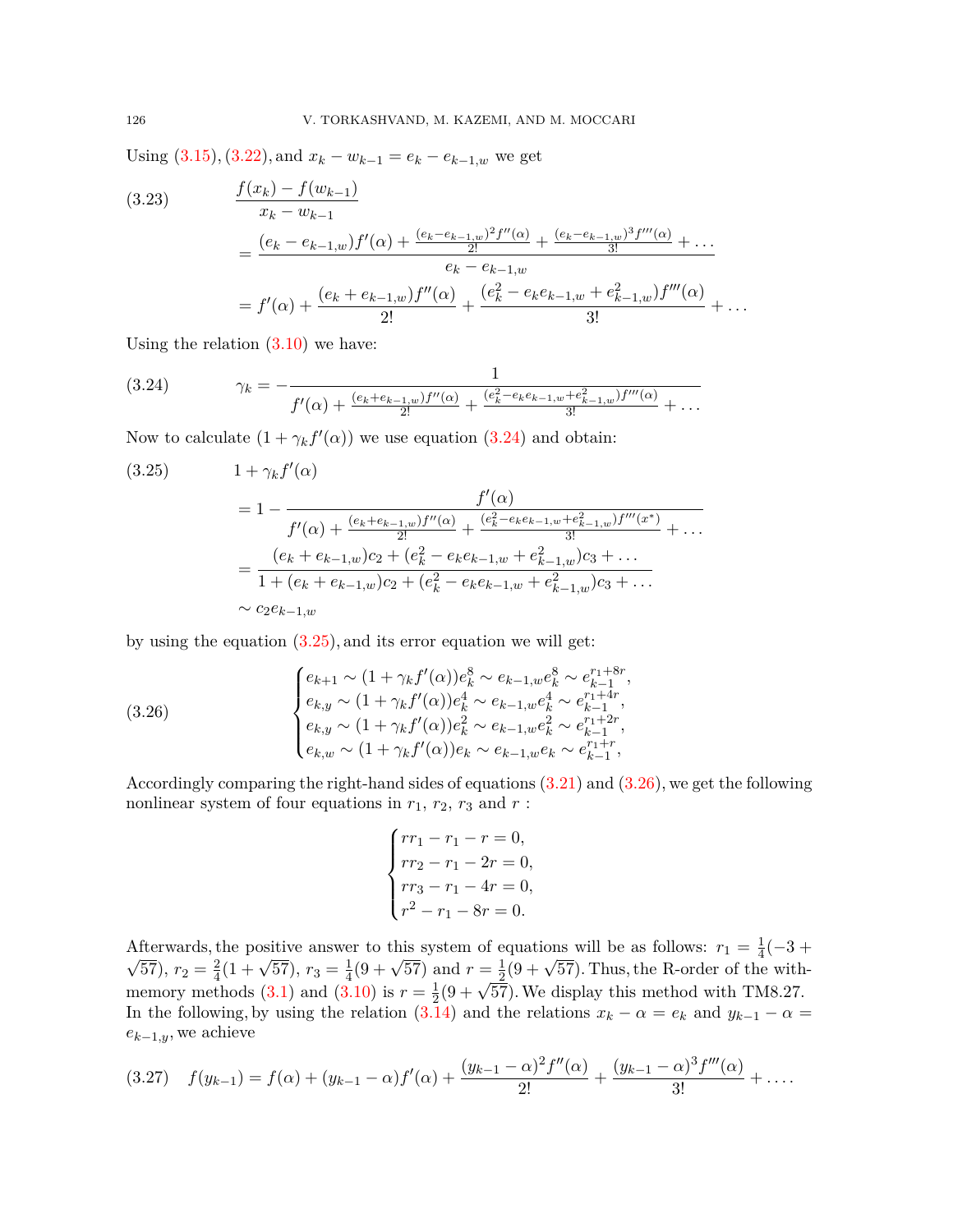Using (3.15), (3.22), and $x_k - w_{k-1} = e_k - e_{k-1,w}$ we get

$$
\begin{aligned}
\text{(3.23)} \qquad & \frac{f(x_k) - f(w_{k-1})}{x_k - w_{k-1}} \\
&= \frac{(e_k - e_{k-1,w})f'(\alpha) + \frac{(e_k - e_{k-1,w})^2 f''(\alpha)}{2!} + \frac{(e_k - e_{k-1,w})^3 f'''(\alpha)}{3!} + \dots}{e_k - e_{k-1,w}} \\
&= f'(\alpha) + \frac{(e_k + e_{k-1,w})f''(\alpha)}{2!} + \frac{(e_k^2 - e_k e_{k-1,w} + e_{k-1,w}^2)f'''(\alpha)}{3!} + \dots
\end{aligned}
$$

Using the relation (3.10) we have:

$$
\text{(3.24)} \qquad \gamma_k = -\frac{1}{f'(\alpha) + \frac{(e_k + e_{k-1,w})f''(\alpha)}{2!} + \frac{(e_k^2 - e_k e_{k-1,w} + e_{k-1,w}^2)f'''(\alpha)}{3!} + \dots}
$$

Now to calculate $(1 + \gamma_k f'(\alpha))$ we use equation (3.24) and obtain:

$$
\begin{aligned}
\text{(3.25)} \qquad & 1 + \gamma_k f'(\alpha) \\
&= 1 - \frac{f'(\alpha)}{f'(\alpha) + \frac{(e_k + e_{k-1,w})f''(\alpha)}{2!} + \frac{(e_k^2 - e_k e_{k-1,w} + e_{k-1,w}^2)f'''(x^*)}{3!} + \dots} \\
&= \frac{(e_k + e_{k-1,w})c_2 + (e_k^2 - e_k e_{k-1,w} + e_{k-1,w}^2)c_3 + \dots}{1 + (e_k + e_{k-1,w})c_2 + (e_k^2 - e_k e_{k-1,w} + e_{k-1,w}^2)c_3 + \dots} \\
&\sim c_2 e_{k-1,w}
\end{aligned}
$$

by using the equation (3.25), and its error equation we will get:

$$
\text{(3.26)} \qquad
\begin{cases}
e_{k+1} \sim (1 + \gamma_k f'(\alpha))e_k^8 \sim e_{k-1,w} e_k^8 \sim e_{k-1}^{r_1 + 8r}, \\
e_{k,y} \sim (1 + \gamma_k f'(\alpha))e_k^4 \sim e_{k-1,w} e_k^4 \sim e_{k-1}^{r_1 + 4r}, \\
e_{k,y} \sim (1 + \gamma_k f'(\alpha))e_k^2 \sim e_{k-1,w} e_k^2 \sim e_{k-1}^{r_1 + 2r}, \\
e_{k,w} \sim (1 + \gamma_k f'(\alpha))e_k \sim e_{k-1,w} e_k \sim e_{k-1}^{r_1 + r},
\end{cases}
$$

Accordingly comparing the right-hand sides of equations (3.21) and (3.26), we get the following nonlinear system of four equations in $r_1$, $r_2$, $r_3$ and $r$ :

$$
\begin{cases}
r r_1 - r_1 - r = 0, \\
r r_2 - r_1 - 2r = 0, \\
r r_3 - r_1 - 4r = 0, \\
r^2 - r_1 - 8r = 0.
\end{cases}
$$

Afterwards, the positive answer to this system of equations will be as follows: $r_1 = \frac{1}{4}(-3 + \sqrt{57})$, $r_2 = \frac{2}{4}(1 + \sqrt{57})$, $r_3 = \frac{1}{4}(9 + \sqrt{57})$ and $r = \frac{1}{2}(9 + \sqrt{57})$. Thus, the R-order of the with-memory methods (3.1) and (3.10) is $r = \frac{1}{2}(9 + \sqrt{57})$. We display this method with TM8.27. In the following, by using the relation (3.14) and the relations $x_k - \alpha = e_k$ and $y_{k-1} - \alpha = e_{k-1,y}$, we achieve

$$
\text{(3.27)} \quad f(y_{k-1}) = f(\alpha) + (y_{k-1} - \alpha)f'(\alpha) + \frac{(y_{k-1} - \alpha)^2 f''(\alpha)}{2!} + \frac{(y_{k-1} - \alpha)^3 f'''(\alpha)}{3!} + \dots.
$$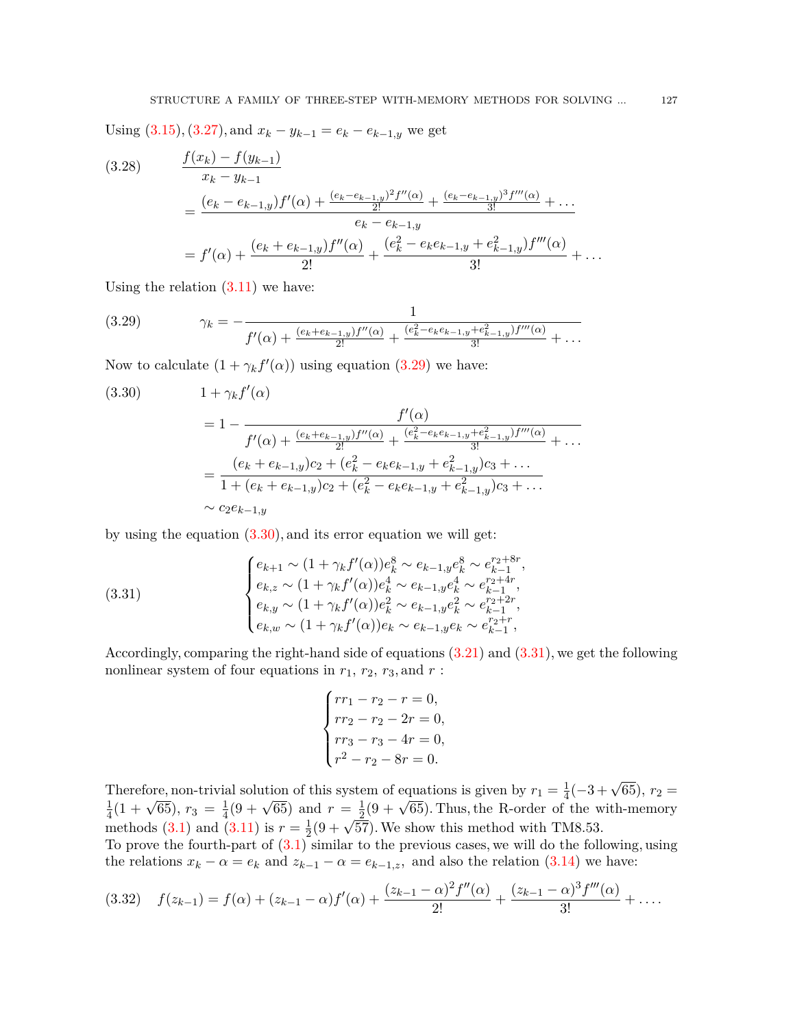Using (3.15), (3.27), and $x_k - y_{k-1} = e_k - e_{k-1,y}$ we get

$$
\begin{aligned}
(3.28)\qquad & \frac{f(x_k) - f(y_{k-1})}{x_k - y_{k-1}} \\
&= \frac{(e_k - e_{k-1,y})f'(\alpha) + \frac{(e_k - e_{k-1,y})^2 f''(\alpha)}{2!} + \frac{(e_k - e_{k-1,y})^3 f'''(\alpha)}{3!} + \dots}{e_k - e_{k-1,y}} \\
&= f'(\alpha) + \frac{(e_k + e_{k-1,y})f''(\alpha)}{2!} + \frac{(e_k^2 - e_k e_{k-1,y} + e_{k-1,y}^2)f'''(\alpha)}{3!} + \dots
\end{aligned}
$$

Using the relation (3.11) we have:

$$
(3.29)\qquad \gamma_k = -\frac{1}{f'(\alpha) + \frac{(e_k + e_{k-1,y})f''(\alpha)}{2!} + \frac{(e_k^2 - e_k e_{k-1,y} + e_{k-1,y}^2)f'''(\alpha)}{3!} + \dots}
$$

Now to calculate $(1 + \gamma_k f'(\alpha))$ using equation (3.29) we have:

$$
\begin{aligned}
(3.30)\qquad & 1 + \gamma_k f'(\alpha) \\
&= 1 - \frac{f'(\alpha)}{f'(\alpha) + \frac{(e_k + e_{k-1,y})f''(\alpha)}{2!} + \frac{(e_k^2 - e_k e_{k-1,y} + e_{k-1,y}^2)f'''(\alpha)}{3!} + \dots} \\
&= \frac{(e_k + e_{k-1,y})c_2 + (e_k^2 - e_k e_{k-1,y} + e_{k-1,y}^2)c_3 + \dots}{1 + (e_k + e_{k-1,y})c_2 + (e_k^2 - e_k e_{k-1,y} + e_{k-1,y}^2)c_3 + \dots} \\
&\sim c_2 e_{k-1,y}
\end{aligned}
$$

by using the equation (3.30), and its error equation we will get:

$$
(3.31)\qquad \begin{cases}
e_{k+1} \sim (1 + \gamma_k f'(\alpha))e_k^8 \sim e_{k-1,y}e_k^8 \sim e_{k-1}^{r_2+8r}, \\
e_{k,z} \sim (1 + \gamma_k f'(\alpha))e_k^4 \sim e_{k-1,y}e_k^4 \sim e_{k-1}^{r_2+4r}, \\
e_{k,y} \sim (1 + \gamma_k f'(\alpha))e_k^2 \sim e_{k-1,y}e_k^2 \sim e_{k-1}^{r_2+2r}, \\
e_{k,w} \sim (1 + \gamma_k f'(\alpha))e_k \sim e_{k-1,y}e_k \sim e_{k-1}^{r_2+r},
\end{cases}
$$

Accordingly, comparing the right-hand side of equations (3.21) and (3.31), we get the following nonlinear system of four equations in $r_1$, $r_2$, $r_3$, and $r$ :

$$
\begin{cases}
rr_1 - r_2 - r = 0, \\
rr_2 - r_2 - 2r = 0, \\
rr_3 - r_3 - 4r = 0, \\
r^2 - r_2 - 8r = 0.
\end{cases}
$$

Therefore, non-trivial solution of this system of equations is given by $r_1 = \frac{1}{4}(-3 + \sqrt{65})$, $r_2 = \frac{1}{4}(1 + \sqrt{65})$, $r_3 = \frac{1}{4}(9 + \sqrt{65})$ and $r = \frac{1}{2}(9 + \sqrt{65})$. Thus, the R-order of the with-memory methods (3.1) and (3.11) is $r = \frac{1}{2}(9 + \sqrt{57})$. We show this method with TM8.53.

To prove the fourth-part of (3.1) similar to the previous cases, we will do the following, using the relations $x_k - \alpha = e_k$ and $z_{k-1} - \alpha = e_{k-1,z}$, and also the relation (3.14) we have:

$$
(3.32)\quad f(z_{k-1}) = f(\alpha) + (z_{k-1} - \alpha)f'(\alpha) + \frac{(z_{k-1} - \alpha)^2 f''(\alpha)}{2!} + \frac{(z_{k-1} - \alpha)^3 f'''(\alpha)}{3!} + \dots.
$$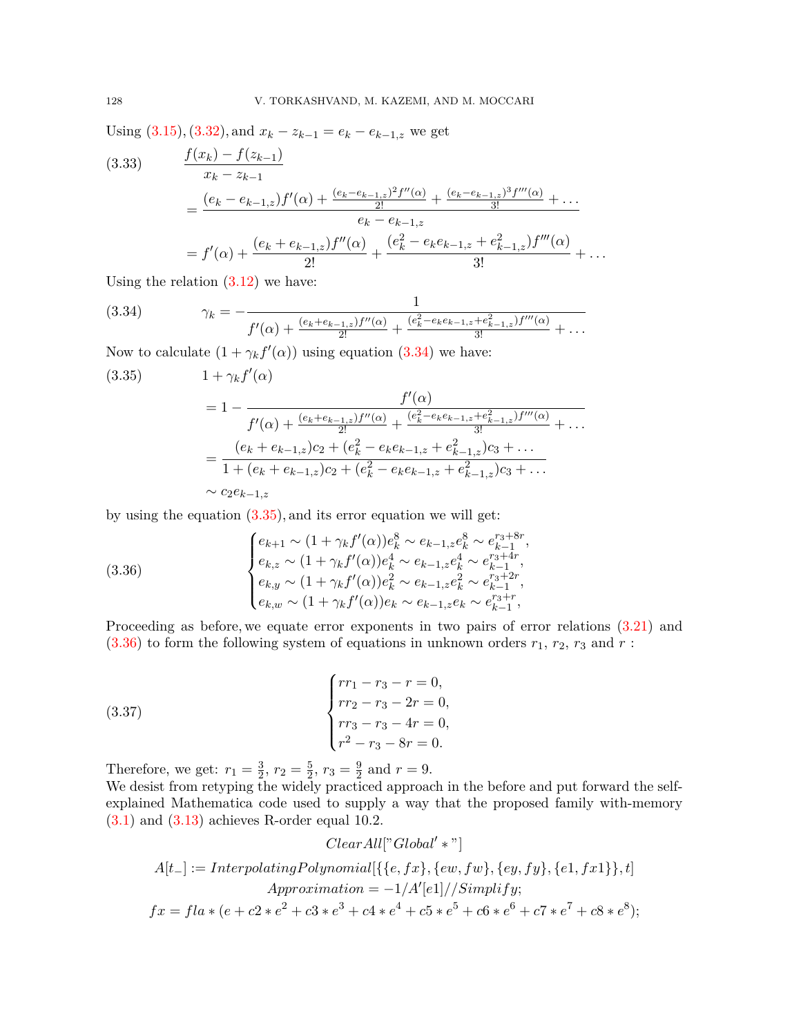Using (3.15), (3.32), and $x_k - z_{k-1} = e_k - e_{k-1,z}$ we get

$$
\begin{aligned}
(3.33)\qquad & \frac{f(x_k) - f(z_{k-1})}{x_k - z_{k-1}} \\
&= \frac{(e_k - e_{k-1,z})f'(\alpha) + \frac{(e_k - e_{k-1,z})^2 f''(\alpha)}{2!} + \frac{(e_k - e_{k-1,z})^3 f'''(\alpha)}{3!} + \dots}{e_k - e_{k-1,z}} \\
&= f'(\alpha) + \frac{(e_k + e_{k-1,z})f''(\alpha)}{2!} + \frac{(e_k^2 - e_k e_{k-1,z} + e_{k-1,z}^2)f'''(\alpha)}{3!} + \dots
\end{aligned}
$$

Using the relation (3.12) we have:

$$
(3.34)\qquad \gamma_k = -\frac{1}{f'(\alpha) + \frac{(e_k + e_{k-1,z})f''(\alpha)}{2!} + \frac{(e_k^2 - e_k e_{k-1,z} + e_{k-1,z}^2)f'''(\alpha)}{3!} + \dots}
$$

Now to calculate $(1 + \gamma_k f'(\alpha))$ using equation (3.34) we have:

$$
\begin{aligned}
(3.35)\qquad & 1 + \gamma_k f'(\alpha) \\
&= 1 - \frac{f'(\alpha)}{f'(\alpha) + \frac{(e_k + e_{k-1,z})f''(\alpha)}{2!} + \frac{(e_k^2 - e_k e_{k-1,z} + e_{k-1,z}^2)f'''(\alpha)}{3!} + \dots} \\
&= \frac{(e_k + e_{k-1,z})c_2 + (e_k^2 - e_k e_{k-1,z} + e_{k-1,z}^2)c_3 + \dots}{1 + (e_k + e_{k-1,z})c_2 + (e_k^2 - e_k e_{k-1,z} + e_{k-1,z}^2)c_3 + \dots} \\
&\sim c_2 e_{k-1,z}
\end{aligned}
$$

by using the equation (3.35), and its error equation we will get:

$$
(3.36)\qquad
\begin{cases}
e_{k+1} \sim (1 + \gamma_k f'(\alpha))e_k^8 \sim e_{k-1,z} e_k^8 \sim e_{k-1}^{r_3 + 8r}, \\
e_{k,z} \sim (1 + \gamma_k f'(\alpha))e_k^4 \sim e_{k-1,z} e_k^4 \sim e_{k-1}^{r_3 + 4r}, \\
e_{k,y} \sim (1 + \gamma_k f'(\alpha))e_k^2 \sim e_{k-1,z} e_k^2 \sim e_{k-1}^{r_3 + 2r}, \\
e_{k,w} \sim (1 + \gamma_k f'(\alpha))e_k \sim e_{k-1,z} e_k \sim e_{k-1}^{r_3 + r},
\end{cases}
$$

Proceeding as before, we equate error exponents in two pairs of error relations (3.21) and (3.36) to form the following system of equations in unknown orders $r_1$, $r_2$, $r_3$ and $r$ :

$$
(3.37)\qquad
\begin{cases}
r r_1 - r_3 - r = 0, \\
r r_2 - r_3 - 2r = 0, \\
r r_3 - r_3 - 4r = 0, \\
r^2 - r_3 - 8r = 0.
\end{cases}
$$

Therefore, we get: $r_1 = \frac{3}{2}$, $r_2 = \frac{5}{2}$, $r_3 = \frac{9}{2}$ and $r = 9$.

We desist from retyping the widely practiced approach in the before and put forward the self-explained Mathematica code used to supply a way that the proposed family with-memory (3.1) and (3.13) achieves R-order equal 10.2.

```
ClearAll["Global'*"]
A[t_] := InterpolatingPolynomial[{{e, fx}, {ew, fw}, {ey, fy}, {e1, fx1}}, t]
Approximation = -1/A'[e1]//Simplify;
fx = fla * (e + c2 * e^2 + c3 * e^3 + c4 * e^4 + c5 * e^5 + c6 * e^6 + c7 * e^7 + c8 * e^8);
```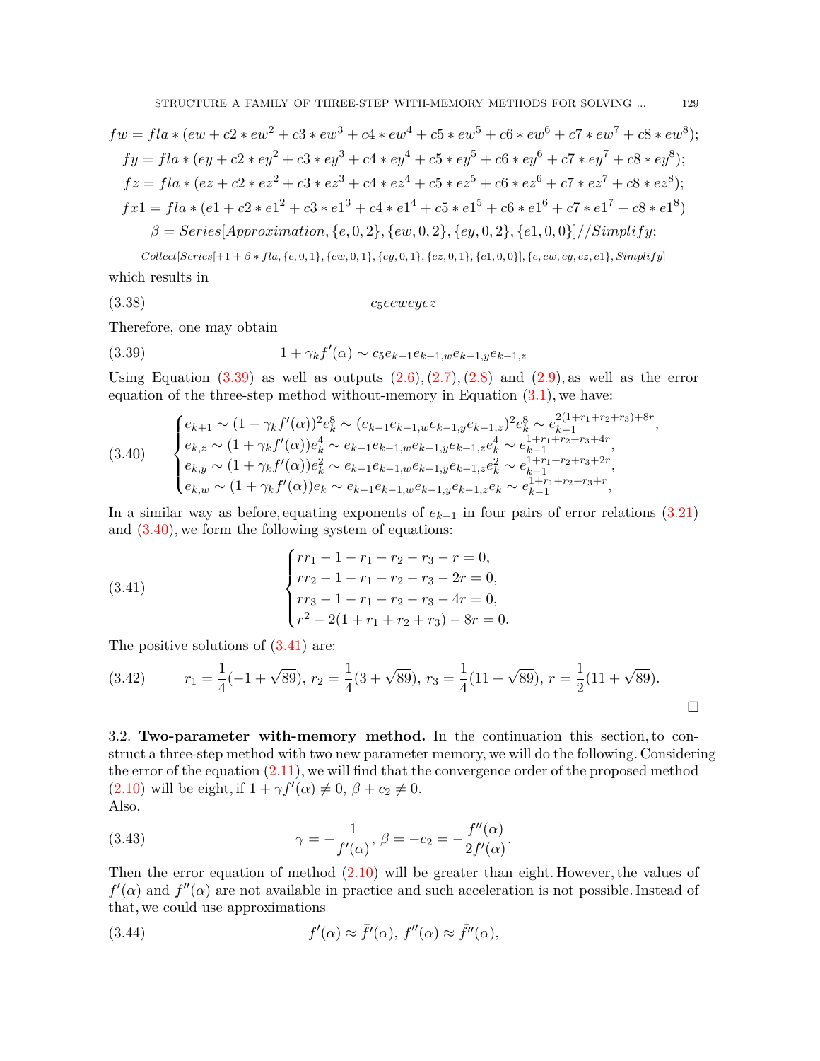$$fw = fla * (ew + c2 * ew^2 + c3 * ew^3 + c4 * ew^4 + c5 * ew^5 + c6 * ew^6 + c7 * ew^7 + c8 * ew^8);$$
$$fy = fla * (ey + c2 * ey^2 + c3 * ey^3 + c4 * ey^4 + c5 * ey^5 + c6 * ey^6 + c7 * ey^7 + c8 * ey^8);$$
$$fz = fla * (ez + c2 * ez^2 + c3 * ez^3 + c4 * ez^4 + c5 * ez^5 + c6 * ez^6 + c7 * ez^7 + c8 * ez^8);$$
$$fx1 = fla * (e1 + c2 * e1^2 + c3 * e1^3 + c4 * e1^4 + c5 * e1^5 + c6 * e1^6 + c7 * e1^7 + c8 * e1^8)$$
$$\beta = Series[Approximation, \{e, 0, 2\}, \{ew, 0, 2\}, \{ey, 0, 2\}, \{e1, 0, 0\}]//Simplify;$$
$$Collect[Series[+1 + \beta * fla, \{e, 0, 1\}, \{ew, 0, 1\}, \{ey, 0, 1\}, \{ez, 0, 1\}, \{e1, 0, 0\}], \{e, ew, ey, ez, e1\}, Simplify]$$

which results in

$$c_5 eeweyez \tag{3.38}$$

Therefore, one may obtain

$$1 + \gamma_k f'(\alpha) \sim c_5 e_{k-1} e_{k-1,w} e_{k-1,y} e_{k-1,z} \tag{3.39}$$

Using Equation (3.39) as well as outputs (2.6), (2.7), (2.8) and (2.9), as well as the error equation of the three-step method without-memory in Equation (3.1), we have:

$$\begin{cases} e_{k+1} \sim (1 + \gamma_k f'(\alpha))^2 e_k^8 \sim (e_{k-1} e_{k-1,w} e_{k-1,y} e_{k-1,z})^2 e_k^8 \sim e_{k-1}^{2(1+r_1+r_2+r_3)+8r}, \\ e_{k,z} \sim (1 + \gamma_k f'(\alpha)) e_k^4 \sim e_{k-1} e_{k-1,w} e_{k-1,y} e_{k-1,z} e_k^4 \sim e_{k-1}^{1+r_1+r_2+r_3+4r}, \\ e_{k,y} \sim (1 + \gamma_k f'(\alpha)) e_k^2 \sim e_{k-1} e_{k-1,w} e_{k-1,y} e_{k-1,z} e_k^2 \sim e_{k-1}^{1+r_1+r_2+r_3+2r}, \\ e_{k,w} \sim (1 + \gamma_k f'(\alpha)) e_k \sim e_{k-1} e_{k-1,w} e_{k-1,y} e_{k-1,z} e_k \sim e_{k-1}^{1+r_1+r_2+r_3+r}, \end{cases} \tag{3.40}$$

In a similar way as before, equating exponents of $e_{k-1}$ in four pairs of error relations (3.21) and (3.40), we form the following system of equations:

$$\begin{cases} rr_1 - 1 - r_1 - r_2 - r_3 - r = 0, \\ rr_2 - 1 - r_1 - r_2 - r_3 - 2r = 0, \\ rr_3 - 1 - r_1 - r_2 - r_3 - 4r = 0, \\ r^2 - 2(1 + r_1 + r_2 + r_3) - 8r = 0. \end{cases} \tag{3.41}$$

The positive solutions of (3.41) are:

$$r_1 = \frac{1}{4}(-1 + \sqrt{89}),\ r_2 = \frac{1}{4}(3 + \sqrt{89}),\ r_3 = \frac{1}{4}(11 + \sqrt{89}),\ r = \frac{1}{2}(11 + \sqrt{89}). \tag{3.42}$$

□

3.2. **Two-parameter with-memory method.** In the continuation this section, to construct a three-step method with two new parameter memory, we will do the following. Considering the error of the equation (2.11), we will find that the convergence order of the proposed method (2.10) will be eight, if $1 + \gamma f'(\alpha) \neq 0$, $\beta + c_2 \neq 0$.
Also,

$$\gamma = -\frac{1}{f'(\alpha)},\ \beta = -c_2 = -\frac{f''(\alpha)}{2f'(\alpha)}. \tag{3.43}$$

Then the error equation of method (2.10) will be greater than eight. However, the values of $f'(\alpha)$ and $f''(\alpha)$ are not available in practice and such acceleration is not possible. Instead of that, we could use approximations

$$f'(\alpha) \approx \bar{f}'(\alpha),\ f''(\alpha) \approx \bar{f}''(\alpha), \tag{3.44}$$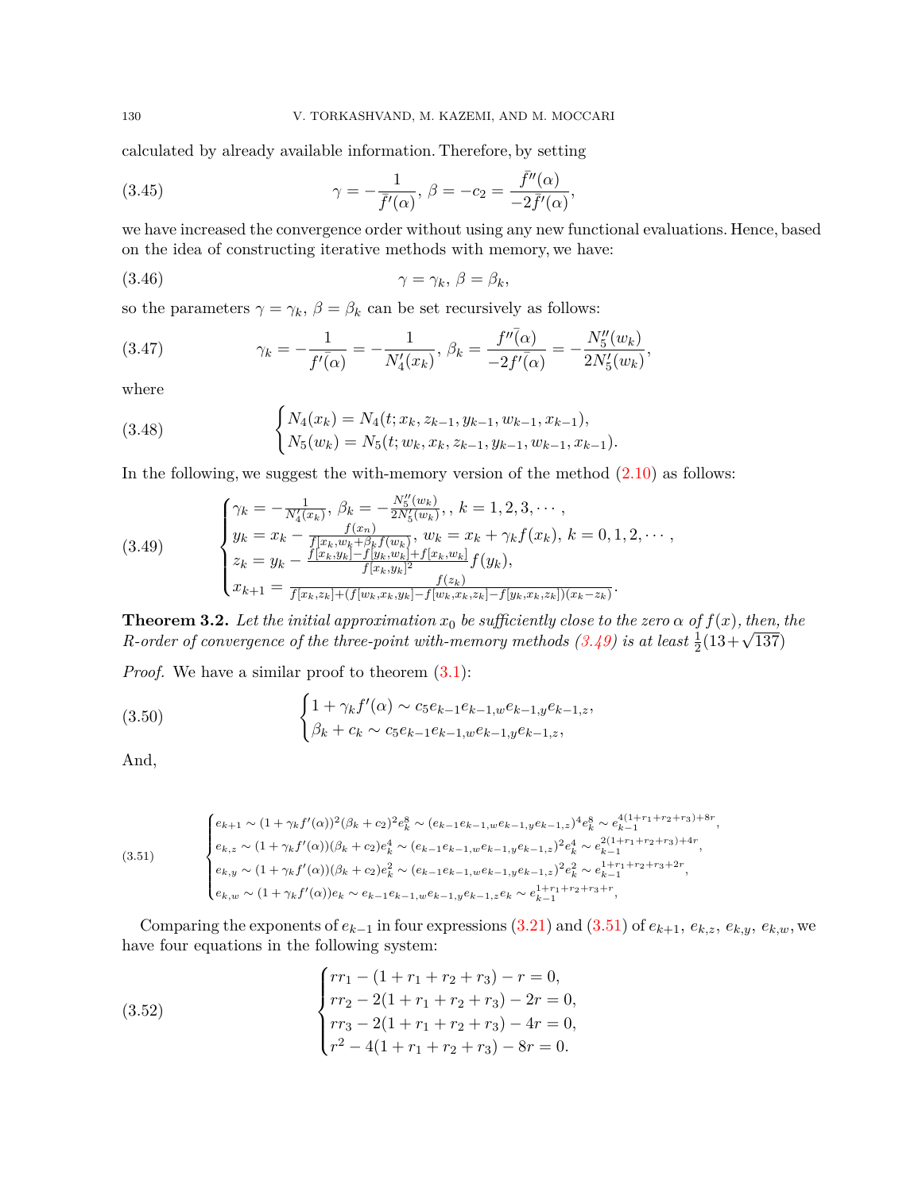calculated by already available information. Therefore, by setting

$$\gamma = -\frac{1}{\bar{f}'(\alpha)},\ \beta = -c_2 = \frac{\bar{f}''(\alpha)}{-2\bar{f}'(\alpha)}, \tag{3.45}$$

we have increased the convergence order without using any new functional evaluations. Hence, based on the idea of constructing iterative methods with memory, we have:

$$\gamma = \gamma_k,\ \beta = \beta_k, \tag{3.46}$$

so the parameters $\gamma = \gamma_k$, $\beta = \beta_k$ can be set recursively as follows:

$$\gamma_k = -\frac{1}{\bar{f'(\alpha)}} = -\frac{1}{N_4'(x_k)},\ \beta_k = \frac{\bar{f''(\alpha)}}{-2\bar{f'(\alpha)}} = -\frac{N_5''(w_k)}{2N_5'(w_k)}, \tag{3.47}$$

where

$$\begin{cases} N_4(x_k) = N_4(t; x_k, z_{k-1}, y_{k-1}, w_{k-1}, x_{k-1}), \\ N_5(w_k) = N_5(t; w_k, x_k, z_{k-1}, y_{k-1}, w_{k-1}, x_{k-1}). \end{cases} \tag{3.48}$$

In the following, we suggest the with-memory version of the method (2.10) as follows:

$$\begin{cases} \gamma_k = -\frac{1}{N_4'(x_k)},\ \beta_k = -\frac{N_5''(w_k)}{2N_5'(w_k)},,\ k = 1, 2, 3, \cdots, \\ y_k = x_k - \frac{f(x_n)}{f[x_k, w_k + \beta_k f(w_k)]},\ w_k = x_k + \gamma_k f(x_k),\ k = 0, 1, 2, \cdots, \\ z_k = y_k - \frac{f[x_k, y_k] - f[y_k, w_k] + f[x_k, w_k]}{f[x_k, y_k]^2} f(y_k), \\ x_{k+1} = \frac{f(z_k)}{f[x_k, z_k] + (f[w_k, x_k, y_k] - f[w_k, x_k, z_k] - f[y_k, x_k, z_k])(x_k - z_k)}. \end{cases} \tag{3.49}$$

**Theorem 3.2.** *Let the initial approximation $x_0$ be sufficiently close to the zero $\alpha$ of $f(x)$, then, the R-order of convergence of the three-point with-memory methods (3.49) is at least $\frac{1}{2}(13 + \sqrt{137})$*

*Proof.* We have a similar proof to theorem (3.1):

$$\begin{cases} 1 + \gamma_k f'(\alpha) \sim c_5 e_{k-1} e_{k-1,w} e_{k-1,y} e_{k-1,z}, \\ \beta_k + c_k \sim c_5 e_{k-1} e_{k-1,w} e_{k-1,y} e_{k-1,z}, \end{cases} \tag{3.50}$$

And,

$$\begin{cases} e_{k+1} \sim (1 + \gamma_k f'(\alpha))^2 (\beta_k + c_2)^2 e_k^8 \sim (e_{k-1} e_{k-1,w} e_{k-1,y} e_{k-1,z})^4 e_k^8 \sim e_{k-1}^{4(1+r_1+r_2+r_3)+8r}, \\ e_{k,z} \sim (1 + \gamma_k f'(\alpha))(\beta_k + c_2) e_k^4 \sim (e_{k-1} e_{k-1,w} e_{k-1,y} e_{k-1,z})^2 e_k^4 \sim e_{k-1}^{2(1+r_1+r_2+r_3)+4r}, \\ e_{k,y} \sim (1 + \gamma_k f'(\alpha))(\beta_k + c_2) e_k^2 \sim (e_{k-1} e_{k-1,w} e_{k-1,y} e_{k-1,z})^2 e_k^2 \sim e_{k-1}^{1+r_1+r_2+r_3+2r}, \\ e_{k,w} \sim (1 + \gamma_k f'(\alpha)) e_k \sim e_{k-1} e_{k-1,w} e_{k-1,y} e_{k-1,z} e_k \sim e_{k-1}^{1+r_1+r_2+r_3+r}, \end{cases} \tag{3.51}$$

Comparing the exponents of $e_{k-1}$ in four expressions (3.21) and (3.51) of $e_{k+1}$, $e_{k,z}$, $e_{k,y}$, $e_{k,w}$, we have four equations in the following system:

$$\begin{cases} rr_1 - (1 + r_1 + r_2 + r_3) - r = 0, \\ rr_2 - 2(1 + r_1 + r_2 + r_3) - 2r = 0, \\ rr_3 - 2(1 + r_1 + r_2 + r_3) - 4r = 0, \\ r^2 - 4(1 + r_1 + r_2 + r_3) - 8r = 0. \end{cases} \tag{3.52}$$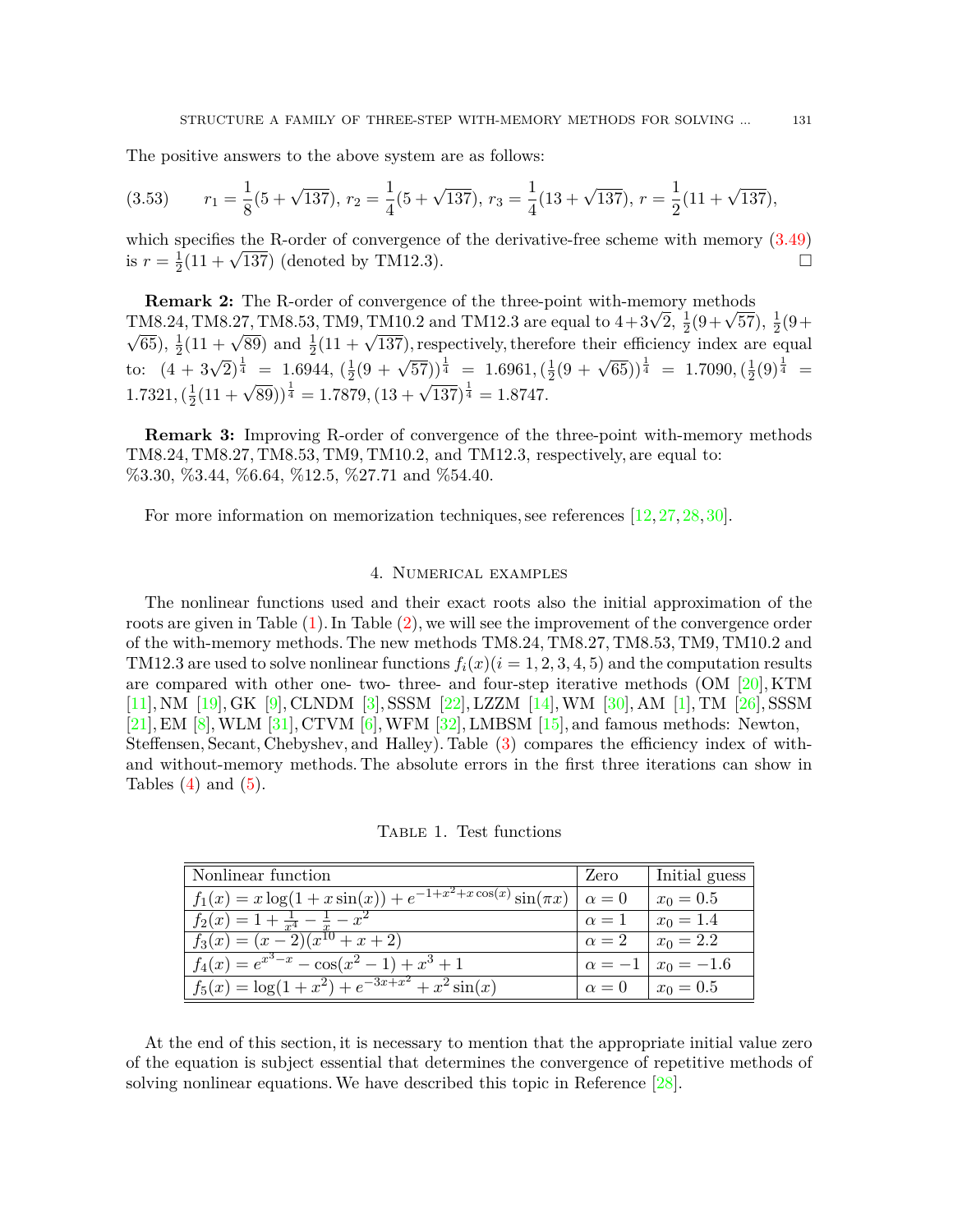The positive answers to the above system are as follows:

$$r_1 = \frac{1}{8}(5+\sqrt{137}),\ r_2 = \frac{1}{4}(5+\sqrt{137}),\ r_3 = \frac{1}{4}(13+\sqrt{137}),\ r = \frac{1}{2}(11+\sqrt{137}), \tag{3.53}$$

which specifies the R-order of convergence of the derivative-free scheme with memory (3.49) is $r = \frac{1}{2}(11+\sqrt{137})$ (denoted by TM12.3). □

**Remark 2:** The R-order of convergence of the three-point with-memory methods TM8.24, TM8.27, TM8.53, TM9, TM10.2 and TM12.3 are equal to $4+3\sqrt{2}$, $\frac{1}{2}(9+\sqrt{57})$, $\frac{1}{2}(9+\sqrt{65})$, $\frac{1}{2}(11+\sqrt{89})$ and $\frac{1}{2}(11+\sqrt{137})$, respectively, therefore their efficiency index are equal to: $(4+3\sqrt{2})^{\frac{1}{4}} = 1.6944$, $(\frac{1}{2}(9+\sqrt{57}))^{\frac{1}{4}} = 1.6961$, $(\frac{1}{2}(9+\sqrt{65}))^{\frac{1}{4}} = 1.7090$, $(\frac{1}{2}(9)^{\frac{1}{4}} = 1.7321$, $(\frac{1}{2}(11+\sqrt{89}))^{\frac{1}{4}} = 1.7879$, $(13+\sqrt{137})^{\frac{1}{4}} = 1.8747$.

**Remark 3:** Improving R-order of convergence of the three-point with-memory methods TM8.24, TM8.27, TM8.53, TM9, TM10.2, and TM12.3, respectively, are equal to:
%3.30, %3.44, %6.64, %12.5, %27.71 and %54.40.

For more information on memorization techniques, see references [12, 27, 28, 30].

## 4. Numerical examples

The nonlinear functions used and their exact roots also the initial approximation of the roots are given in Table (1). In Table (2), we will see the improvement of the convergence order of the with-memory methods. The new methods TM8.24, TM8.27, TM8.53, TM9, TM10.2 and TM12.3 are used to solve nonlinear functions $f_i(x)(i = 1, 2, 3, 4, 5)$ and the computation results are compared with other one- two- three- and four-step iterative methods (OM [20], KTM [11], NM [19], GK [9], CLNDM [3], SSSM [22], LZZM [14], WM [30], AM [1], TM [26], SSSM [21], EM [8], WLM [31], CTVM [6], WFM [32], LMBSM [15], and famous methods: Newton, Steffensen, Secant, Chebyshev, and Halley). Table (3) compares the efficiency index of with- and without-memory methods. The absolute errors in the first three iterations can show in Tables (4) and (5).

Table 1. Test functions

| Nonlinear function | Zero | Initial guess |
|---|---|---|
| $f_1(x) = x\log(1 + x\sin(x)) + e^{-1+x^2+x\cos(x)}\sin(\pi x)$ | $\alpha = 0$ | $x_0 = 0.5$ |
| $f_2(x) = 1 + \frac{1}{x^4} - \frac{1}{x} - x^2$ | $\alpha = 1$ | $x_0 = 1.4$ |
| $f_3(x) = (x-2)(x^{10} + x + 2)$ | $\alpha = 2$ | $x_0 = 2.2$ |
| $f_4(x) = e^{x^3-x} - \cos(x^2 - 1) + x^3 + 1$ | $\alpha = -1$ | $x_0 = -1.6$ |
| $f_5(x) = \log(1 + x^2) + e^{-3x+x^2} + x^2\sin(x)$ | $\alpha = 0$ | $x_0 = 0.5$ |

At the end of this section, it is necessary to mention that the appropriate initial value zero of the equation is subject essential that determines the convergence of repetitive methods of solving nonlinear equations. We have described this topic in Reference [28].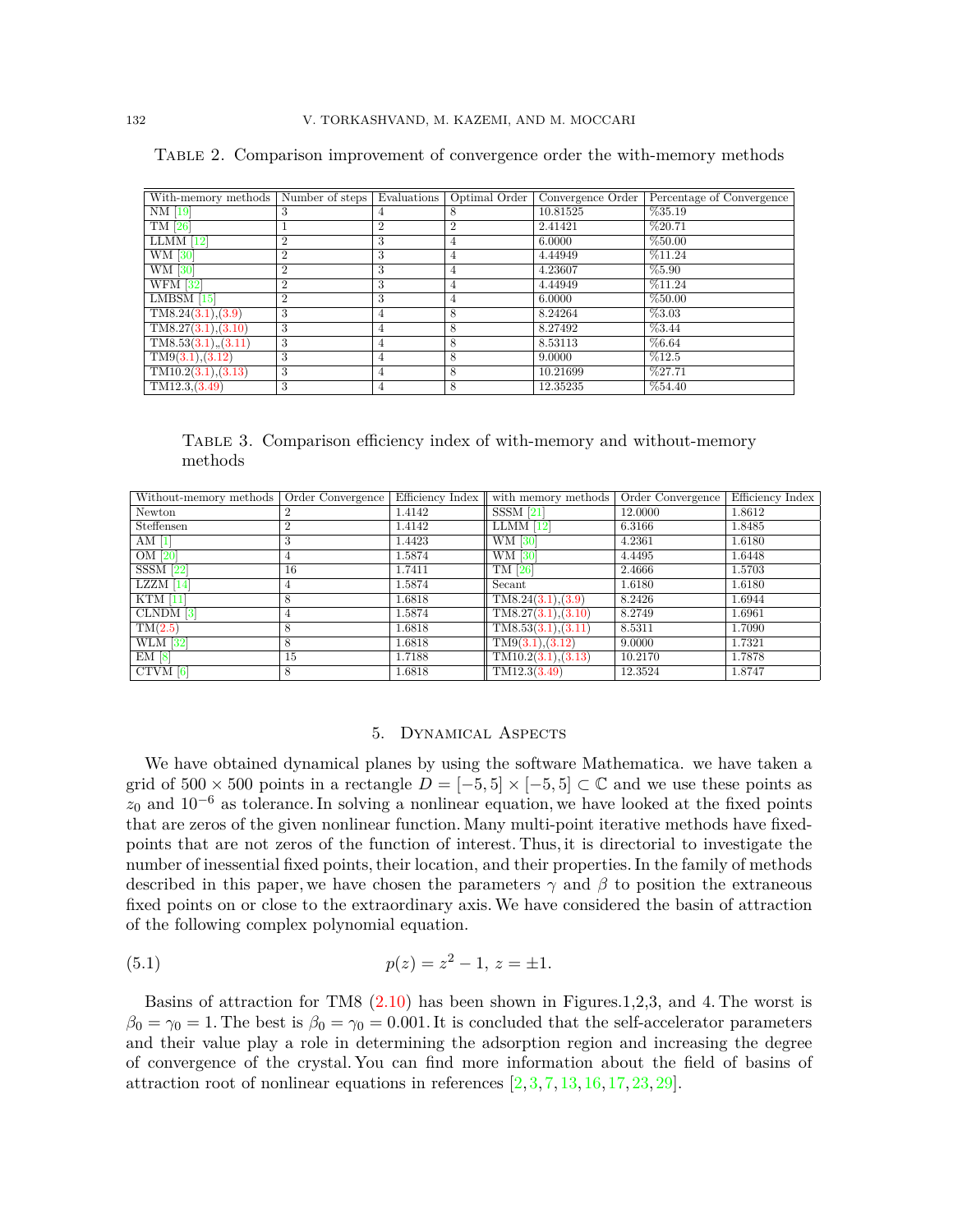Table 2. Comparison improvement of convergence order the with-memory methods

| With-memory methods | Number of steps | Evaluations | Optimal Order | Convergence Order | Percentage of Convergence |
|---|---|---|---|---|---|
| NM [19] | 3 | 4 | 8 | 10.81525 | %35.19 |
| TM [26] | 1 | 2 | 2 | 2.41421 | %20.71 |
| LLMM [12] | 2 | 3 | 4 | 6.0000 | %50.00 |
| WM [30] | 2 | 3 | 4 | 4.44949 | %11.24 |
| WM [30] | 2 | 3 | 4 | 4.23607 | %5.90 |
| WFM [32] | 2 | 3 | 4 | 4.44949 | %11.24 |
| LMBSM [15] | 2 | 3 | 4 | 6.0000 | %50.00 |
| TM8.24(3.1),(3.9) | 3 | 4 | 8 | 8.24264 | %3.03 |
| TM8.27(3.1),(3.10) | 3 | 4 | 8 | 8.27492 | %3.44 |
| TM8.53(3.1),,(3.11) | 3 | 4 | 8 | 8.53113 | %6.64 |
| TM9(3.1),(3.12) | 3 | 4 | 8 | 9.0000 | %12.5 |
| TM10.2(3.1),(3.13) | 3 | 4 | 8 | 10.21699 | %27.71 |
| TM12.3,(3.49) | 3 | 4 | 8 | 12.35235 | %54.40 |

Table 3. Comparison efficiency index of with-memory and without-memory methods

| Without-memory methods | Order Convergence | Efficiency Index | with memory methods | Order Convergence | Efficiency Index |
|---|---|---|---|---|---|
| Newton | 2 | 1.4142 | SSSM [21] | 12.0000 | 1.8612 |
| Steffensen | 2 | 1.4142 | LLMM [12] | 6.3166 | 1.8485 |
| AM [1] | 3 | 1.4423 | WM [30] | 4.2361 | 1.6180 |
| OM [20] | 4 | 1.5874 | WM [30] | 4.4495 | 1.6448 |
| SSSM [22] | 16 | 1.7411 | TM [26] | 2.4666 | 1.5703 |
| LZZM [14] | 4 | 1.5874 | Secant | 1.6180 | 1.6180 |
| KTM [11] | 8 | 1.6818 | TM8.24(3.1),(3.9) | 8.2426 | 1.6944 |
| CLNDM [3] | 4 | 1.5874 | TM8.27(3.1),(3.10) | 8.2749 | 1.6961 |
| TM(2.5) | 8 | 1.6818 | TM8.53(3.1),(3.11) | 8.5311 | 1.7090 |
| WLM [32] | 8 | 1.6818 | TM9(3.1),(3.12) | 9.0000 | 1.7321 |
| EM [8] | 15 | 1.7188 | TM10.2(3.1),(3.13) | 10.2170 | 1.7878 |
| CTVM [6] | 8 | 1.6818 | TM12.3(3.49) | 12.3524 | 1.8747 |

## 5. Dynamical Aspects

We have obtained dynamical planes by using the software Mathematica. we have taken a grid of $500 \times 500$ points in a rectangle $D = [-5, 5] \times [-5, 5] \subset \mathbb{C}$ and we use these points as $z_0$ and $10^{-6}$ as tolerance. In solving a nonlinear equation, we have looked at the fixed points that are zeros of the given nonlinear function. Many multi-point iterative methods have fixed-points that are not zeros of the function of interest. Thus, it is directorial to investigate the number of inessential fixed points, their location, and their properties. In the family of methods described in this paper, we have chosen the parameters $\gamma$ and $\beta$ to position the extraneous fixed points on or close to the extraordinary axis. We have considered the basin of attraction of the following complex polynomial equation.

$$p(z) = z^2 - 1, \; z = \pm 1. \tag{5.1}$$

Basins of attraction for TM8 (2.10) has been shown in Figures.1,2,3, and 4. The worst is $\beta_0 = \gamma_0 = 1$. The best is $\beta_0 = \gamma_0 = 0.001$. It is concluded that the self-accelerator parameters and their value play a role in determining the adsorption region and increasing the degree of convergence of the crystal. You can find more information about the field of basins of attraction root of nonlinear equations in references [2, 3, 7, 13, 16, 17, 23, 29].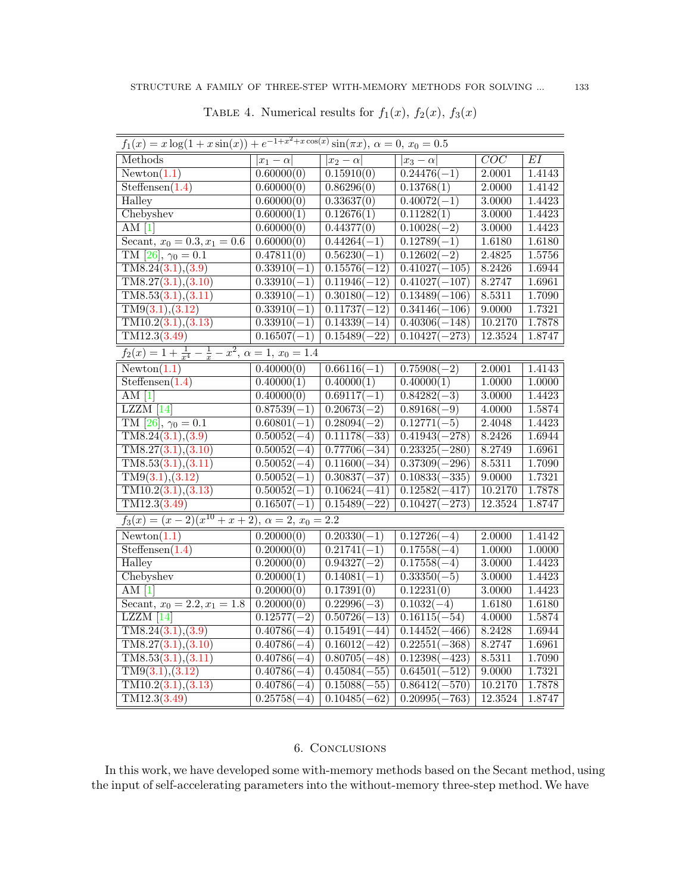TABLE 4. Numerical results for $f_1(x)$, $f_2(x)$, $f_3(x)$

| $f_1(x) = x\log(1+x\sin(x)) + e^{-1+x^2+x\cos(x)}\sin(\pi x)$, $\alpha = 0$, $x_0 = 0.5$ | | | | | |
|---|---|---|---|---|---|
| Methods | $\lvert x_1-\alpha\rvert$ | $\lvert x_2-\alpha\rvert$ | $\lvert x_3-\alpha\rvert$ | $COC$ | $EI$ |
| Newton(1.1) | 0.60000(0) | 0.15910(0) | 0.24476(−1) | 2.0001 | 1.4143 |
| Steffensen(1.4) | 0.60000(0) | 0.86296(0) | 0.13768(1) | 2.0000 | 1.4142 |
| Halley | 0.60000(0) | 0.33637(0) | 0.40072(−1) | 3.0000 | 1.4423 |
| Chebyshev | 0.60000(1) | 0.12676(1) | 0.11282(1) | 3.0000 | 1.4423 |
| AM [1] | 0.60000(0) | 0.44377(0) | 0.10028(−2) | 3.0000 | 1.4423 |
| Secant, $x_0 = 0.3, x_1 = 0.6$ | 0.60000(0) | 0.44264(−1) | 0.12789(−1) | 1.6180 | 1.6180 |
| TM [26], $\gamma_0 = 0.1$ | 0.47811(0) | 0.56230(−1) | 0.12602(−2) | 2.4825 | 1.5756 |
| TM8.24(3.1),(3.9) | 0.33910(−1) | 0.15576(−12) | 0.41027(−105) | 8.2426 | 1.6944 |
| TM8.27(3.1),(3.10) | 0.33910(−1) | 0.11946(−12) | 0.41027(−107) | 8.2747 | 1.6961 |
| TM8.53(3.1),(3.11) | 0.33910(−1) | 0.30180(−12) | 0.13489(−106) | 8.5311 | 1.7090 |
| TM9(3.1),(3.12) | 0.33910(−1) | 0.11737(−12) | 0.34146(−106) | 9.0000 | 1.7321 |
| TM10.2(3.1),(3.13) | 0.33910(−1) | 0.14339(−14) | 0.40306(−148) | 10.2170 | 1.7878 |
| TM12.3(3.49) | 0.16507(−1) | 0.15489(−22) | 0.10427(−273) | 12.3524 | 1.8747 |
| $f_2(x) = 1 + \frac{1}{x^4} - \frac{1}{x} - x^2$, $\alpha = 1$, $x_0 = 1.4$ | | | | | |
| Newton(1.1) | 0.40000(0) | 0.66116(−1) | 0.75908(−2) | 2.0001 | 1.4143 |
| Steffensen(1.4) | 0.40000(1) | 0.40000(1) | 0.40000(1) | 1.0000 | 1.0000 |
| AM [1] | 0.40000(0) | 0.69117(−1) | 0.84282(−3) | 3.0000 | 1.4423 |
| LZZM [14] | 0.87539(−1) | 0.20673(−2) | 0.89168(−9) | 4.0000 | 1.5874 |
| TM [26], $\gamma_0 = 0.1$ | 0.60801(−1) | 0.28094(−2) | 0.12771(−5) | 2.4048 | 1.4423 |
| TM8.24(3.1),(3.9) | 0.50052(−4) | 0.11178(−33) | 0.41943(−278) | 8.2426 | 1.6944 |
| TM8.27(3.1),(3.10) | 0.50052(−4) | 0.77706(−34) | 0.23325(−280) | 8.2749 | 1.6961 |
| TM8.53(3.1),(3.11) | 0.50052(−4) | 0.11600(−34) | 0.37309(−296) | 8.5311 | 1.7090 |
| TM9(3.1),(3.12) | 0.50052(−1) | 0.30837(−37) | 0.10833(−335) | 9.0000 | 1.7321 |
| TM10.2(3.1),(3.13) | 0.50052(−1) | 0.10624(−41) | 0.12582(−417) | 10.2170 | 1.7878 |
| TM12.3(3.49) | 0.16507(−1) | 0.15489(−22) | 0.10427(−273) | 12.3524 | 1.8747 |
| $f_3(x) = (x-2)(x^{10}+x+2)$, $\alpha = 2$, $x_0 = 2.2$ | | | | | |
| Newton(1.1) | 0.20000(0) | 0.20330(−1) | 0.12726(−4) | 2.0000 | 1.4142 |
| Steffensen(1.4) | 0.20000(0) | 0.21741(−1) | 0.17558(−4) | 1.0000 | 1.0000 |
| Halley | 0.20000(0) | 0.94327(−2) | 0.17558(−4) | 3.0000 | 1.4423 |
| Chebyshev | 0.20000(1) | 0.14081(−1) | 0.33350(−5) | 3.0000 | 1.4423 |
| AM [1] | 0.20000(0) | 0.17391(0) | 0.12231(0) | 3.0000 | 1.4423 |
| Secant, $x_0 = 2.2, x_1 = 1.8$ | 0.20000(0) | 0.22996(−3) | 0.1032(−4) | 1.6180 | 1.6180 |
| LZZM [14] | 0.12577(−2) | 0.50726(−13) | 0.16115(−54) | 4.0000 | 1.5874 |
| TM8.24(3.1),(3.9) | 0.40786(−4) | 0.15491(−44) | 0.14452(−466) | 8.2428 | 1.6944 |
| TM8.27(3.1),(3.10) | 0.40786(−4) | 0.16012(−42) | 0.22551(−368) | 8.2747 | 1.6961 |
| TM8.53(3.1),(3.11) | 0.40786(−4) | 0.80705(−48) | 0.12398(−423) | 8.5311 | 1.7090 |
| TM9(3.1),(3.12) | 0.40786(−4) | 0.45084(−55) | 0.64501(−512) | 9.0000 | 1.7321 |
| TM10.2(3.1),(3.13) | 0.40786(−4) | 0.15088(−55) | 0.86412(−570) | 10.2170 | 1.7878 |
| TM12.3(3.49) | 0.25758(−4) | 0.10485(−62) | 0.20995(−763) | 12.3524 | 1.8747 |

## 6. Conclusions

In this work, we have developed some with-memory methods based on the Secant method, using the input of self-accelerating parameters into the without-memory three-step method. We have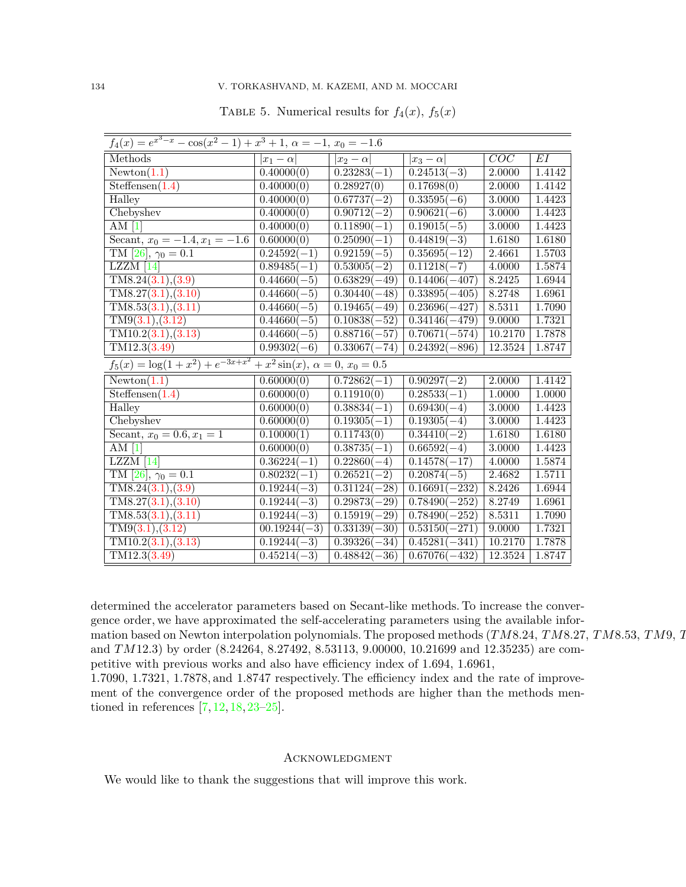Table 5. Numerical results for $f_4(x)$, $f_5(x)$

| $f_4(x) = e^{x^3-x} - \cos(x^2-1) + x^3 + 1,\ \alpha = -1,\ x_0 = -1.6$ | | | | | |
|---|---|---|---|---|---|
| Methods | $\|x_1 - \alpha\|$ | $\|x_2 - \alpha\|$ | $\|x_3 - \alpha\|$ | $COC$ | $EI$ |
| Newton(1.1) | 0.40000(0) | 0.23283(−1) | 0.24513(−3) | 2.0000 | 1.4142 |
| Steffensen(1.4) | 0.40000(0) | 0.28927(0) | 0.17698(0) | 2.0000 | 1.4142 |
| Halley | 0.40000(0) | 0.67737(−2) | 0.33595(−6) | 3.0000 | 1.4423 |
| Chebyshev | 0.40000(0) | 0.90712(−2) | 0.90621(−6) | 3.0000 | 1.4423 |
| AM [1] | 0.40000(0) | 0.11890(−1) | 0.19015(−5) | 3.0000 | 1.4423 |
| Secant, $x_0 = -1.4, x_1 = -1.6$ | 0.60000(0) | 0.25090(−1) | 0.44819(−3) | 1.6180 | 1.6180 |
| TM [26], $\gamma_0 = 0.1$ | 0.24592(−1) | 0.92159(−5) | 0.35695(−12) | 2.4661 | 1.5703 |
| LZZM [14] | 0.89485(−1) | 0.53005(−2) | 0.11218(−7) | 4.0000 | 1.5874 |
| TM8.24(3.1),(3.9) | 0.44660(−5) | 0.63829(−49) | 0.14406(−407) | 8.2425 | 1.6944 |
| TM8.27(3.1),(3.10) | 0.44660(−5) | 0.30440(−48) | 0.33895(−405) | 8.2748 | 1.6961 |
| TM8.53(3.1),(3.11) | 0.44660(−5) | 0.19465(−49) | 0.23696(−427) | 8.5311 | 1.7090 |
| TM9(3.1),(3.12) | 0.44660(−5) | 0.10838(−52) | 0.34146(−479) | 9.0000 | 1.7321 |
| TM10.2(3.1),(3.13) | 0.44660(−5) | 0.88716(−57) | 0.70671(−574) | 10.2170 | 1.7878 |
| TM12.3(3.49) | 0.99302(−6) | 0.33067(−74) | 0.24392(−896) | 12.3524 | 1.8747 |
| $f_5(x) = \log(1+x^2) + e^{-3x+x^2} + x^2\sin(x),\ \alpha = 0,\ x_0 = 0.5$ | | | | | |
| Newton(1.1) | 0.60000(0) | 0.72862(−1) | 0.90297(−2) | 2.0000 | 1.4142 |
| Steffensen(1.4) | 0.60000(0) | 0.11910(0) | 0.28533(−1) | 1.0000 | 1.0000 |
| Halley | 0.60000(0) | 0.38834(−1) | 0.69430(−4) | 3.0000 | 1.4423 |
| Chebyshev | 0.60000(0) | 0.19305(−1) | 0.19305(−4) | 3.0000 | 1.4423 |
| Secant, $x_0 = 0.6, x_1 = 1$ | 0.10000(1) | 0.11743(0) | 0.34410(−2) | 1.6180 | 1.6180 |
| AM [1] | 0.60000(0) | 0.38735(−1) | 0.66592(−4) | 3.0000 | 1.4423 |
| LZZM [14] | 0.36224(−1) | 0.22860(−4) | 0.14578(−17) | 4.0000 | 1.5874 |
| TM [26], $\gamma_0 = 0.1$ | 0.80232(−1) | 0.26521(−2) | 0.20874(−5) | 2.4682 | 1.5711 |
| TM8.24(3.1),(3.9) | 0.19244(−3) | 0.31124(−28) | 0.16691(−232) | 8.2426 | 1.6944 |
| TM8.27(3.1),(3.10) | 0.19244(−3) | 0.29873(−29) | 0.78490(−252) | 8.2749 | 1.6961 |
| TM8.53(3.1),(3.11) | 0.19244(−3) | 0.15919(−29) | 0.78490(−252) | 8.5311 | 1.7090 |
| TM9(3.1),(3.12) | 00.19244(−3) | 0.33139(−30) | 0.53150(−271) | 9.0000 | 1.7321 |
| TM10.2(3.1),(3.13) | 0.19244(−3) | 0.39326(−34) | 0.45281(−341) | 10.2170 | 1.7878 |
| TM12.3(3.49) | 0.45214(−3) | 0.48842(−36) | 0.67076(−432) | 12.3524 | 1.8747 |

determined the accelerator parameters based on Secant-like methods. To increase the convergence order, we have approximated the self-accelerating parameters using the available information based on Newton interpolation polynomials. The proposed methods ($TM8.24$, $TM8.27$, $TM8.53$, $TM9$, $TM10.2$ and $TM12.3$) by order (8.24264, 8.27492, 8.53113, 9.00000, 10.21699 and 12.35235) are competitive with previous works and also have efficiency index of 1.694, 1.6961, 1.7090, 1.7321, 1.7878, and 1.8747 respectively. The efficiency index and the rate of improvement of the convergence order of the proposed methods are higher than the methods mentioned in references [7, 12, 18, 23–25].

## Acknowledgment

We would like to thank the suggestions that will improve this work.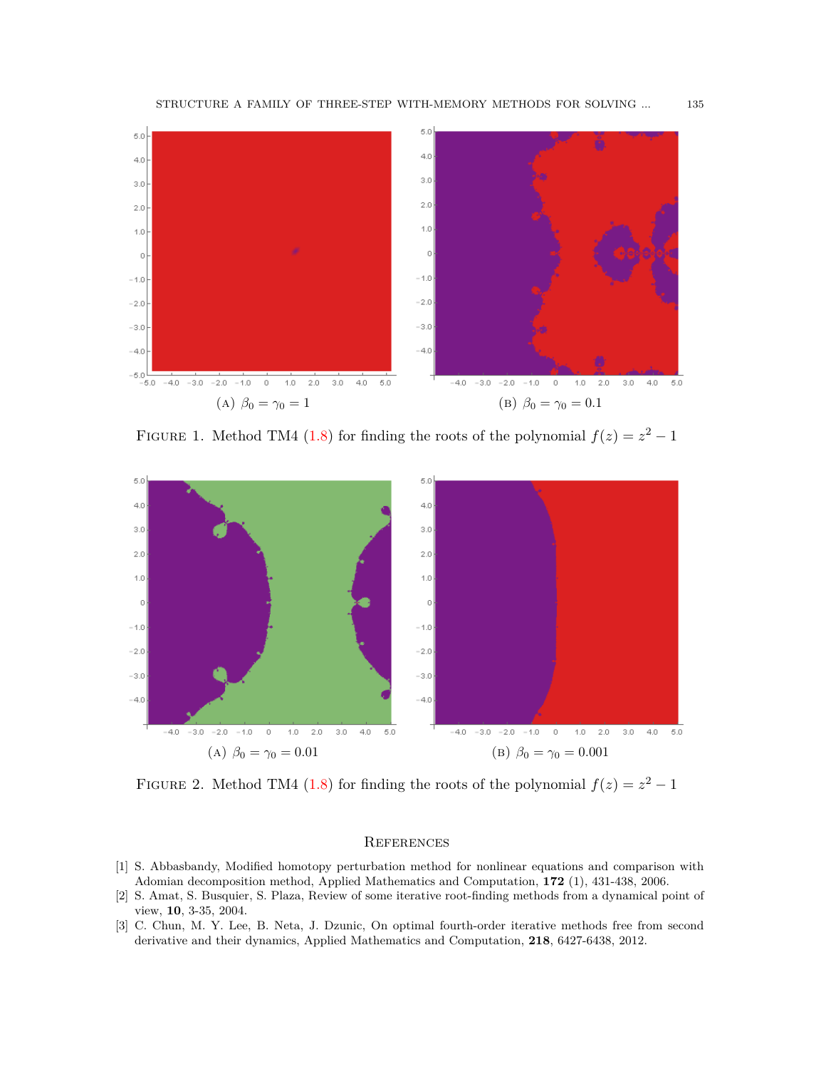(A) $\beta_0 = \gamma_0 = 1$

(B) $\beta_0 = \gamma_0 = 0.1$

FIGURE 1. Method TM4 (1.8) for finding the roots of the polynomial $f(z) = z^2 - 1$

(A) $\beta_0 = \gamma_0 = 0.01$

(B) $\beta_0 = \gamma_0 = 0.001$

FIGURE 2. Method TM4 (1.8) for finding the roots of the polynomial $f(z) = z^2 - 1$

## References

[1] S. Abbasbandy, Modified homotopy perturbation method for nonlinear equations and comparison with Adomian decomposition method, Applied Mathematics and Computation, **172** (1), 431-438, 2006.

[2] S. Amat, S. Busquier, S. Plaza, Review of some iterative root-finding methods from a dynamical point of view, **10**, 3-35, 2004.

[3] C. Chun, M. Y. Lee, B. Neta, J. Dzunic, On optimal fourth-order iterative methods free from second derivative and their dynamics, Applied Mathematics and Computation, **218**, 6427-6438, 2012.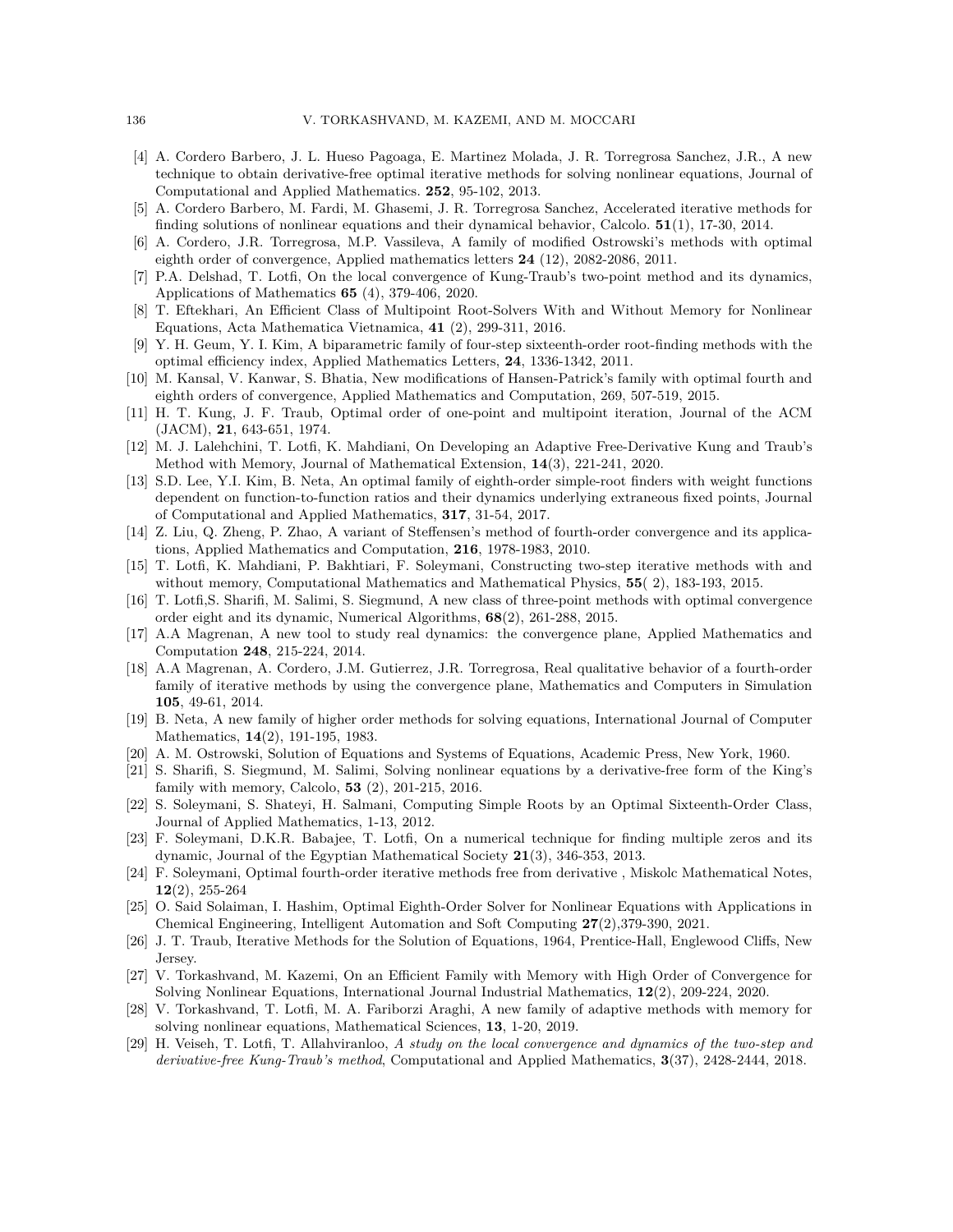[4] A. Cordero Barbero, J. L. Hueso Pagoaga, E. Martinez Molada, J. R. Torregrosa Sanchez, J.R., A new technique to obtain derivative-free optimal iterative methods for solving nonlinear equations, Journal of Computational and Applied Mathematics. **252**, 95-102, 2013.

[5] A. Cordero Barbero, M. Fardi, M. Ghasemi, J. R. Torregrosa Sanchez, Accelerated iterative methods for finding solutions of nonlinear equations and their dynamical behavior, Calcolo. **51**(1), 17-30, 2014.

[6] A. Cordero, J.R. Torregrosa, M.P. Vassileva, A family of modified Ostrowski's methods with optimal eighth order of convergence, Applied mathematics letters **24** (12), 2082-2086, 2011.

[7] P.A. Delshad, T. Lotfi, On the local convergence of Kung-Traub's two-point method and its dynamics, Applications of Mathematics **65** (4), 379-406, 2020.

[8] T. Eftekhari, An Efficient Class of Multipoint Root-Solvers With and Without Memory for Nonlinear Equations, Acta Mathematica Vietnamica, **41** (2), 299-311, 2016.

[9] Y. H. Geum, Y. I. Kim, A biparametric family of four-step sixteenth-order root-finding methods with the optimal efficiency index, Applied Mathematics Letters, **24**, 1336-1342, 2011.

[10] M. Kansal, V. Kanwar, S. Bhatia, New modifications of Hansen-Patrick's family with optimal fourth and eighth orders of convergence, Applied Mathematics and Computation, 269, 507-519, 2015.

[11] H. T. Kung, J. F. Traub, Optimal order of one-point and multipoint iteration, Journal of the ACM (JACM), **21**, 643-651, 1974.

[12] M. J. Lalehchini, T. Lotfi, K. Mahdiani, On Developing an Adaptive Free-Derivative Kung and Traub's Method with Memory, Journal of Mathematical Extension, **14**(3), 221-241, 2020.

[13] S.D. Lee, Y.I. Kim, B. Neta, An optimal family of eighth-order simple-root finders with weight functions dependent on function-to-function ratios and their dynamics underlying extraneous fixed points, Journal of Computational and Applied Mathematics, **317**, 31-54, 2017.

[14] Z. Liu, Q. Zheng, P. Zhao, A variant of Steffensen's method of fourth-order convergence and its applications, Applied Mathematics and Computation, **216**, 1978-1983, 2010.

[15] T. Lotfi, K. Mahdiani, P. Bakhtiari, F. Soleymani, Constructing two-step iterative methods with and without memory, Computational Mathematics and Mathematical Physics, **55**( 2), 183-193, 2015.

[16] T. Lotfi,S. Sharifi, M. Salimi, S. Siegmund, A new class of three-point methods with optimal convergence order eight and its dynamic, Numerical Algorithms, **68**(2), 261-288, 2015.

[17] A.A Magrenan, A new tool to study real dynamics: the convergence plane, Applied Mathematics and Computation **248**, 215-224, 2014.

[18] A.A Magrenan, A. Cordero, J.M. Gutierrez, J.R. Torregrosa, Real qualitative behavior of a fourth-order family of iterative methods by using the convergence plane, Mathematics and Computers in Simulation **105**, 49-61, 2014.

[19] B. Neta, A new family of higher order methods for solving equations, International Journal of Computer Mathematics, **14**(2), 191-195, 1983.

[20] A. M. Ostrowski, Solution of Equations and Systems of Equations, Academic Press, New York, 1960.

[21] S. Sharifi, S. Siegmund, M. Salimi, Solving nonlinear equations by a derivative-free form of the King's family with memory, Calcolo, **53** (2), 201-215, 2016.

[22] S. Soleymani, S. Shateyi, H. Salmani, Computing Simple Roots by an Optimal Sixteenth-Order Class, Journal of Applied Mathematics, 1-13, 2012.

[23] F. Soleymani, D.K.R. Babajee, T. Lotfi, On a numerical technique for finding multiple zeros and its dynamic, Journal of the Egyptian Mathematical Society **21**(3), 346-353, 2013.

[24] F. Soleymani, Optimal fourth-order iterative methods free from derivative , Miskolc Mathematical Notes, **12**(2), 255-264

[25] O. Said Solaiman, I. Hashim, Optimal Eighth-Order Solver for Nonlinear Equations with Applications in Chemical Engineering, Intelligent Automation and Soft Computing **27**(2),379-390, 2021.

[26] J. T. Traub, Iterative Methods for the Solution of Equations, 1964, Prentice-Hall, Englewood Cliffs, New Jersey.

[27] V. Torkashvand, M. Kazemi, On an Efficient Family with Memory with High Order of Convergence for Solving Nonlinear Equations, International Journal Industrial Mathematics, **12**(2), 209-224, 2020.

[28] V. Torkashvand, T. Lotfi, M. A. Fariborzi Araghi, A new family of adaptive methods with memory for solving nonlinear equations, Mathematical Sciences, **13**, 1-20, 2019.

[29] H. Veiseh, T. Lotfi, T. Allahviranloo, *A study on the local convergence and dynamics of the two-step and derivative-free Kung-Traub's method*, Computational and Applied Mathematics, **3**(37), 2428-2444, 2018.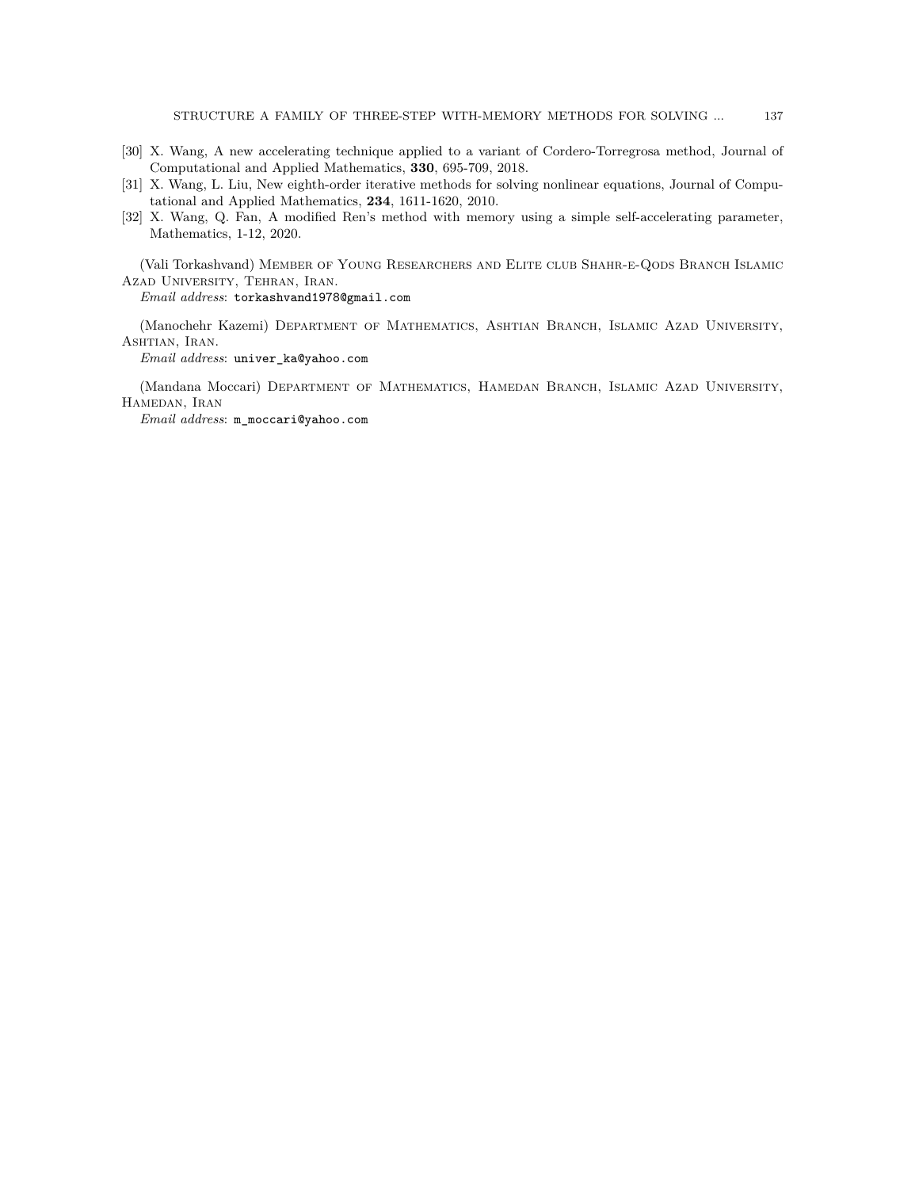[30] X. Wang, A new accelerating technique applied to a variant of Cordero-Torregrosa method, Journal of Computational and Applied Mathematics, **330**, 695-709, 2018.

[31] X. Wang, L. Liu, New eighth-order iterative methods for solving nonlinear equations, Journal of Computational and Applied Mathematics, **234**, 1611-1620, 2010.

[32] X. Wang, Q. Fan, A modified Ren's method with memory using a simple self-accelerating parameter, Mathematics, 1-12, 2020.

(Vali Torkashvand) Member of Young Researchers and Elite club Shahr-e-Qods Branch Islamic Azad University, Tehran, Iran.

*Email address*: `torkashvand1978@gmail.com`

(Manochehr Kazemi) Department of Mathematics, Ashtian Branch, Islamic Azad University, Ashtian, Iran.

*Email address*: `univer_ka@yahoo.com`

(Mandana Moccari) Department of Mathematics, Hamedan Branch, Islamic Azad University, Hamedan, Iran

*Email address*: `m_moccari@yahoo.com`